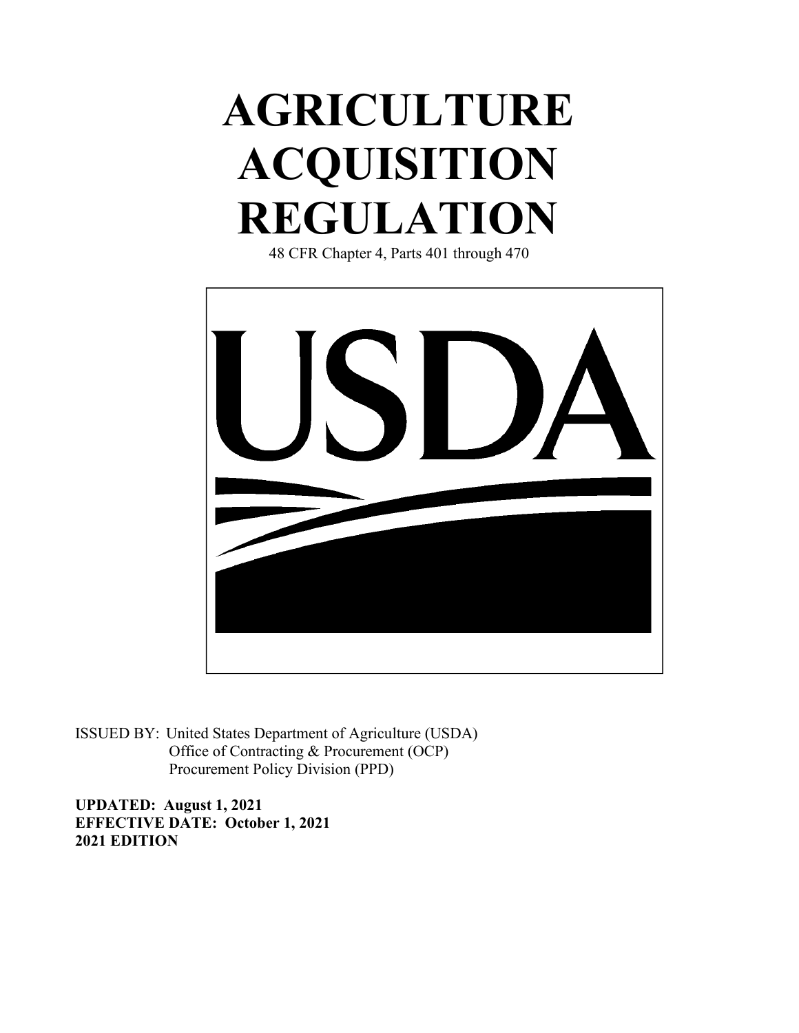# AGRICULTURE ACQUISITION REGULATION

48 CFR Chapter 4, Parts 401 through 470

ISSUED BY: United States Department of Agriculture (USDA)
Office of Contracting & Procurement (OCP)
Procurement Policy Division (PPD)

**UPDATED: August 1, 2021**
**EFFECTIVE DATE: October 1, 2021**
**2021 EDITION**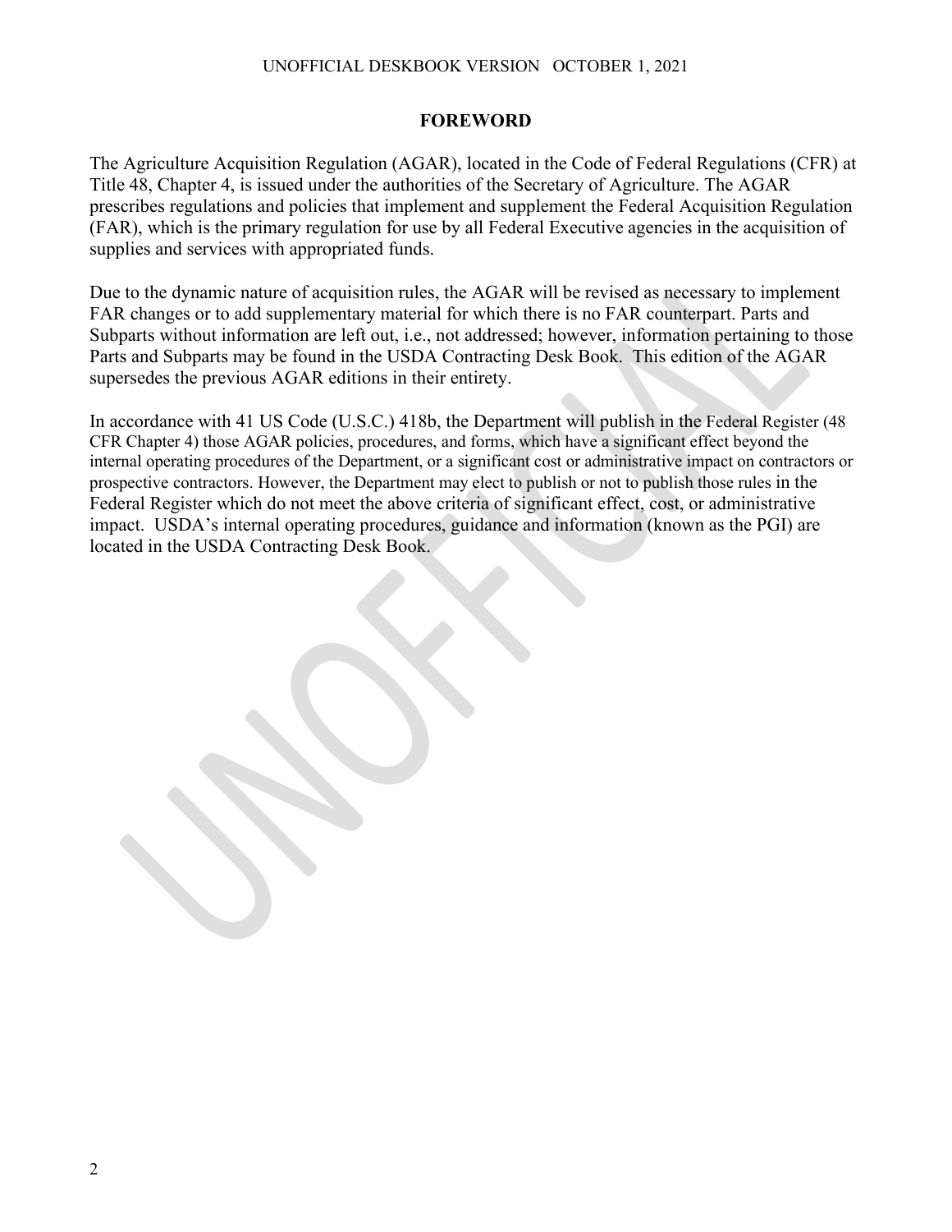# FOREWORD

The Agriculture Acquisition Regulation (AGAR), located in the Code of Federal Regulations (CFR) at Title 48, Chapter 4, is issued under the authorities of the Secretary of Agriculture. The AGAR prescribes regulations and policies that implement and supplement the Federal Acquisition Regulation (FAR), which is the primary regulation for use by all Federal Executive agencies in the acquisition of supplies and services with appropriated funds.

Due to the dynamic nature of acquisition rules, the AGAR will be revised as necessary to implement FAR changes or to add supplementary material for which there is no FAR counterpart. Parts and Subparts without information are left out, i.e., not addressed; however, information pertaining to those Parts and Subparts may be found in the USDA Contracting Desk Book. This edition of the AGAR supersedes the previous AGAR editions in their entirety.

In accordance with 41 US Code (U.S.C.) 418b, the Department will publish in the Federal Register (48 CFR Chapter 4) those AGAR policies, procedures, and forms, which have a significant effect beyond the internal operating procedures of the Department, or a significant cost or administrative impact on contractors or prospective contractors. However, the Department may elect to publish or not to publish those rules in the Federal Register which do not meet the above criteria of significant effect, cost, or administrative impact. USDA's internal operating procedures, guidance and information (known as the PGI) are located in the USDA Contracting Desk Book.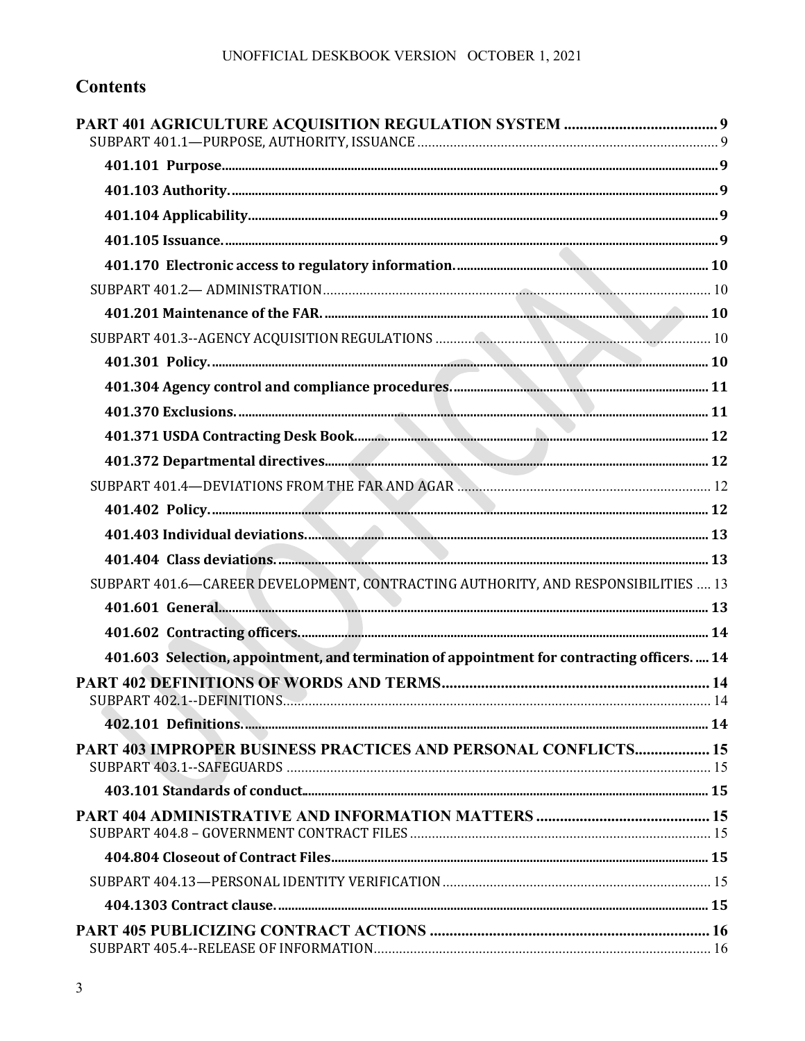# Contents

**PART 401 AGRICULTURE ACQUISITION REGULATION SYSTEM** .......... 9

SUBPART 401.1—PURPOSE, AUTHORITY, ISSUANCE .......... 9

**401.101 Purpose** .......... 9

**401.103 Authority.** .......... 9

**401.104 Applicability** .......... 9

**401.105 Issuance.** .......... 9

**401.170 Electronic access to regulatory information.** .......... 10

SUBPART 401.2— ADMINISTRATION .......... 10

**401.201 Maintenance of the FAR.** .......... 10

SUBPART 401.3--AGENCY ACQUISITION REGULATIONS .......... 10

**401.301 Policy.** .......... 10

**401.304 Agency control and compliance procedures.** .......... 11

**401.370 Exclusions.** .......... 11

**401.371 USDA Contracting Desk Book** .......... 12

**401.372 Departmental directives** .......... 12

SUBPART 401.4—DEVIATIONS FROM THE FAR AND AGAR .......... 12

**401.402 Policy.** .......... 12

**401.403 Individual deviations.** .......... 13

**401.404 Class deviations.** .......... 13

SUBPART 401.6—CAREER DEVELOPMENT, CONTRACTING AUTHORITY, AND RESPONSIBILITIES .......... 13

**401.601 General** .......... 13

**401.602 Contracting officers.** .......... 14

**401.603 Selection, appointment, and termination of appointment for contracting officers.** .......... 14

**PART 402 DEFINITIONS OF WORDS AND TERMS** .......... 14

SUBPART 402.1--DEFINITIONS .......... 14

**402.101 Definitions.** .......... 14

**PART 403 IMPROPER BUSINESS PRACTICES AND PERSONAL CONFLICTS** .......... 15

SUBPART 403.1--SAFEGUARDS .......... 15

**403.101 Standards of conduct** .......... 15

**PART 404 ADMINISTRATIVE AND INFORMATION MATTERS** .......... 15

SUBPART 404.8 – GOVERNMENT CONTRACT FILES .......... 15

**404.804 Closeout of Contract Files** .......... 15

SUBPART 404.13—PERSONAL IDENTITY VERIFICATION .......... 15

**404.1303 Contract clause.** .......... 15

**PART 405 PUBLICIZING CONTRACT ACTIONS** .......... 16

SUBPART 405.4--RELEASE OF INFORMATION .......... 16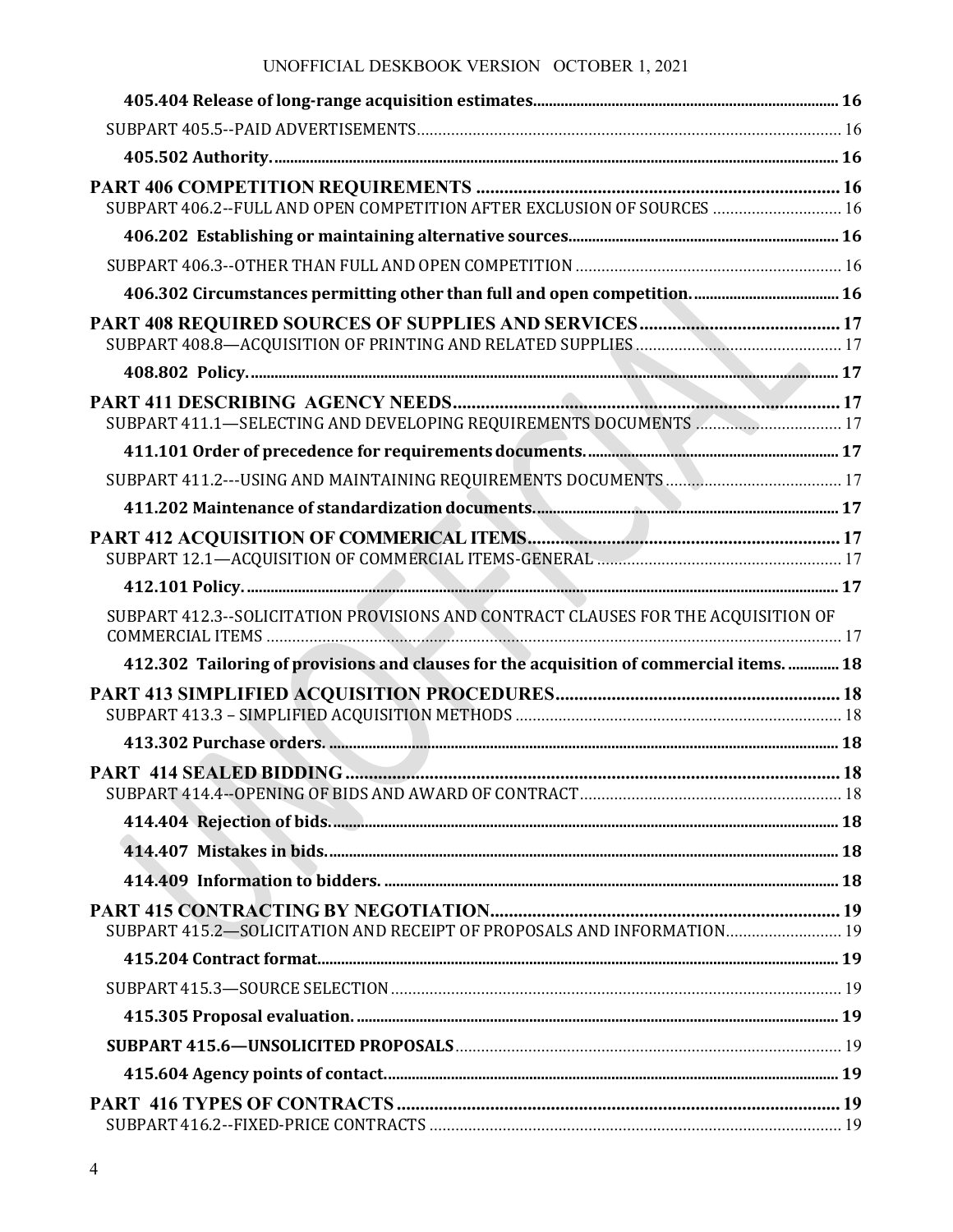405.404 Release of long-range acquisition estimates........................................................................ 16

SUBPART 405.5--PAID ADVERTISEMENTS........................................................................................ 16

405.502 Authority.......................................................................................................................... 16

PART 406 COMPETITION REQUIREMENTS ............................................................................. 16

SUBPART 406.2--FULL AND OPEN COMPETITION AFTER EXCLUSION OF SOURCES .............................. 16

406.202 Establishing or maintaining alternative sources.................................................................. 16

SUBPART 406.3--OTHER THAN FULL AND OPEN COMPETITION ............................................................ 16

406.302 Circumstances permitting other than full and open competition. .................................... 16

PART 408 REQUIRED SOURCES OF SUPPLIES AND SERVICES ........................................... 17

SUBPART 408.8—ACQUISITION OF PRINTING AND RELATED SUPPLIES ............................................... 17

408.802 Policy.................................................................................................................................. 17

PART 411 DESCRIBING AGENCY NEEDS ................................................................................ 17

SUBPART 411.1—SELECTING AND DEVELOPING REQUIREMENTS DOCUMENTS ................................ 17

411.101 Order of precedence for requirements documents.............................................................. 17

SUBPART 411.2---USING AND MAINTAINING REQUIREMENTS DOCUMENTS ........................................ 17

411.202 Maintenance of standardization documents....................................................................... 17

PART 412 ACQUISITION OF COMMERICAL ITEMS ............................................................... 17

SUBPART 12.1—ACQUISITION OF COMMERCIAL ITEMS-GENERAL ......................................................... 17

412.101 Policy.................................................................................................................................. 17

SUBPART 412.3--SOLICITATION PROVISIONS AND CONTRACT CLAUSES FOR THE ACQUISITION OF COMMERCIAL ITEMS ................................................................................................................................ 17

412.302 Tailoring of provisions and clauses for the acquisition of commercial items. ............. 18

PART 413 SIMPLIFIED ACQUISITION PROCEDURES ............................................................ 18

SUBPART 413.3 – SIMPLIFIED ACQUISITION METHODS ............................................................................ 18

413.302 Purchase orders. ................................................................................................................. 18

PART 414 SEALED BIDDING ....................................................................................................... 18

SUBPART 414.4--OPENING OF BIDS AND AWARD OF CONTRACT ............................................................ 18

414.404 Rejection of bids.................................................................................................................. 18

414.407 Mistakes in bids.................................................................................................................. 18

414.409 Information to bidders. ...................................................................................................... 18

PART 415 CONTRACTING BY NEGOTIATION ......................................................................... 19

SUBPART 415.2—SOLICITATION AND RECEIPT OF PROPOSALS AND INFORMATION.......................... 19

415.204 Contract format.................................................................................................................. 19

SUBPART 415.3—SOURCE SELECTION ........................................................................................................ 19

415.305 Proposal evaluation. .......................................................................................................... 19

**SUBPART 415.6—UNSOLICITED PROPOSALS** .......................................................................................... 19

415.604 Agency points of contact..................................................................................................... 19

PART 416 TYPES OF CONTRACTS ............................................................................................. 19

SUBPART 416.2--FIXED-PRICE CONTRACTS ................................................................................................ 19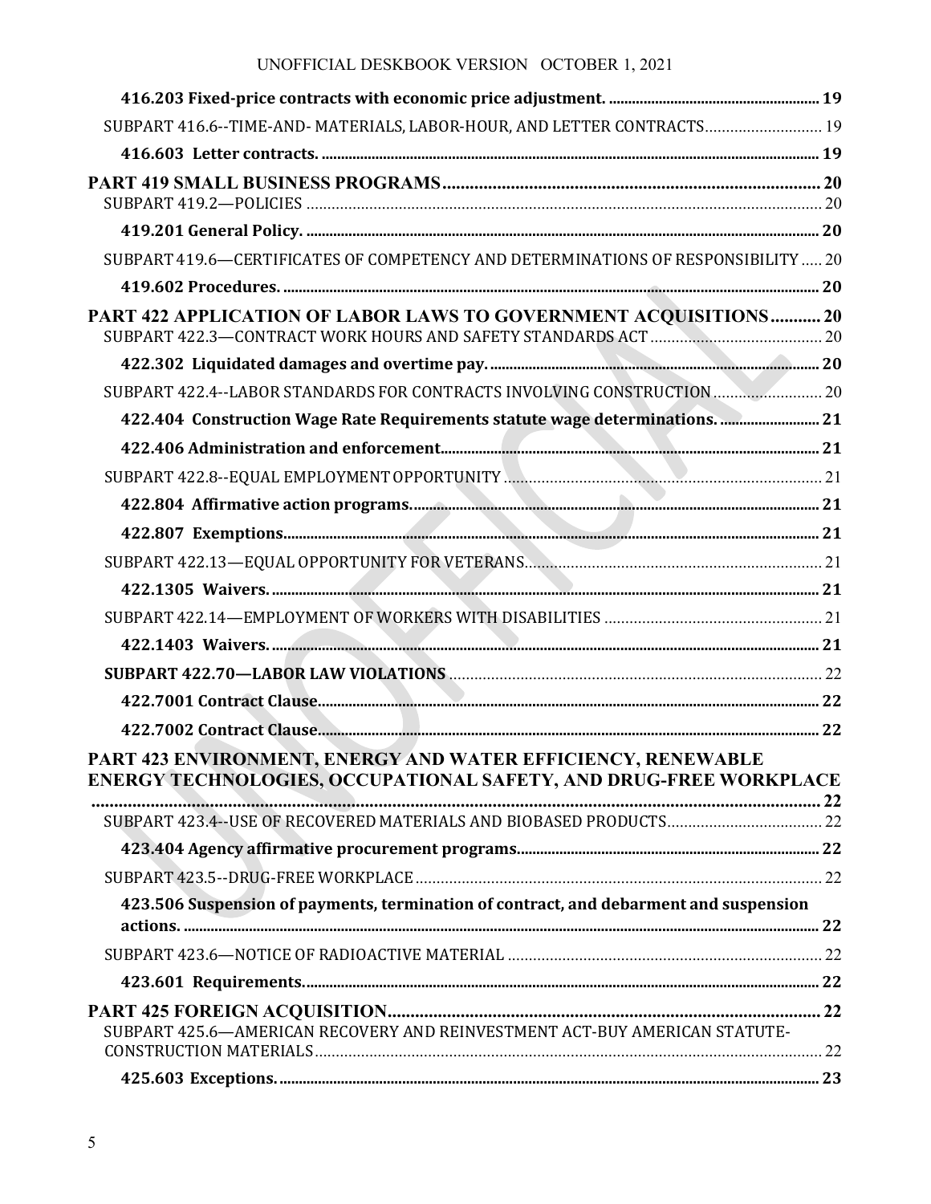**416.203 Fixed-price contracts with economic price adjustment.** ........................................ 19

SUBPART 416.6--TIME-AND- MATERIALS, LABOR-HOUR, AND LETTER CONTRACTS ........................ 19

**416.603 Letter contracts.** ........................................................................................ 19

**PART 419 SMALL BUSINESS PROGRAMS** ........................................................................ 20

SUBPART 419.2—POLICIES ............................................................................................ 20

**419.201 General Policy.** ........................................................................................ 20

SUBPART 419.6—CERTIFICATES OF COMPETENCY AND DETERMINATIONS OF RESPONSIBILITY ..... 20

**419.602 Procedures.** .............................................................................................. 20

**PART 422 APPLICATION OF LABOR LAWS TO GOVERNMENT ACQUISITIONS** ........... 20

SUBPART 422.3—CONTRACT WORK HOURS AND SAFETY STANDARDS ACT ............................ 20

**422.302 Liquidated damages and overtime pay.** ........................................................ 20

SUBPART 422.4--LABOR STANDARDS FOR CONTRACTS INVOLVING CONSTRUCTION ................. 20

**422.404 Construction Wage Rate Requirements statute wage determinations.** ............... 21

**422.406 Administration and enforcement.** ................................................................. 21

SUBPART 422.8--EQUAL EMPLOYMENT OPPORTUNITY ..................................................... 21

**422.804 Affirmative action programs.** ........................................................................ 21

**422.807 Exemptions.** ............................................................................................. 21

SUBPART 422.13—EQUAL OPPORTUNITY FOR VETERANS .................................................. 21

**422.1305 Waivers.** ................................................................................................ 21

SUBPART 422.14—EMPLOYMENT OF WORKERS WITH DISABILITIES ........................................ 21

**422.1403 Waivers.** ................................................................................................ 21

**SUBPART 422.70—LABOR LAW VIOLATIONS** ................................................................ 22

**422.7001 Contract Clause.** .................................................................................... 22

**422.7002 Contract Clause.** .................................................................................... 22

**PART 423 ENVIRONMENT, ENERGY AND WATER EFFICIENCY, RENEWABLE ENERGY TECHNOLOGIES, OCCUPATIONAL SAFETY, AND DRUG-FREE WORKPLACE** ........................................................................................................................ 22

SUBPART 423.4--USE OF RECOVERED MATERIALS AND BIOBASED PRODUCTS ........................ 22

**423.404 Agency affirmative procurement programs.** ..................................................... 22

SUBPART 423.5--DRUG-FREE WORKPLACE ...................................................................... 22

**423.506 Suspension of payments, termination of contract, and debarment and suspension actions.** ........................................................................................................... 22

SUBPART 423.6—NOTICE OF RADIOACTIVE MATERIAL ...................................................... 22

**423.601 Requirements.** ........................................................................................... 22

**PART 425 FOREIGN ACQUISITION** ................................................................................ 22

SUBPART 425.6—AMERICAN RECOVERY AND REINVESTMENT ACT-BUY AMERICAN STATUTE-CONSTRUCTION MATERIALS ............................................................................................ 22

**425.603 Exceptions.** .............................................................................................. 23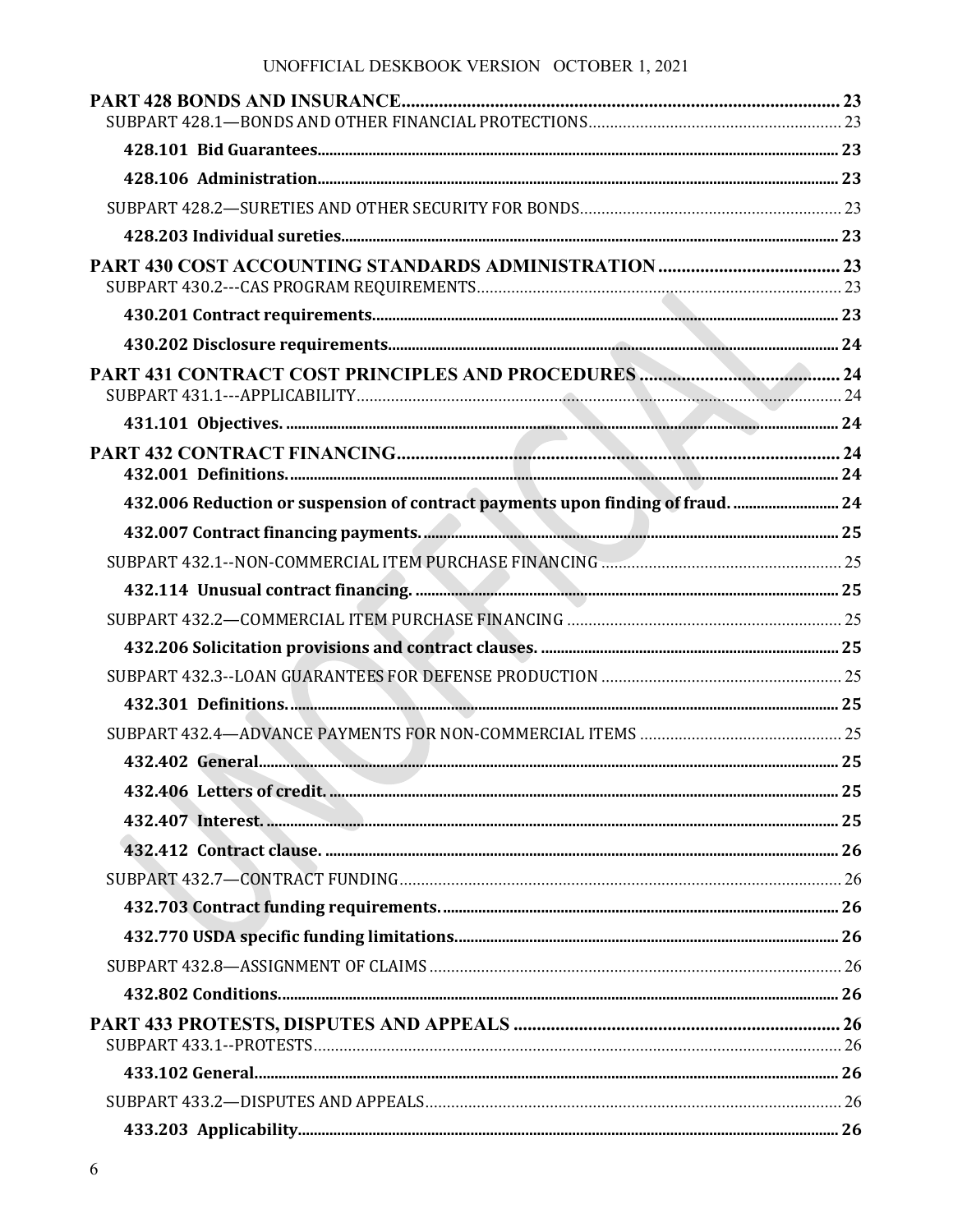**PART 428 BONDS AND INSURANCE** ........ 23
SUBPART 428.1—BONDS AND OTHER FINANCIAL PROTECTIONS ........ 23
**428.101 Bid Guarantees** ........ 23
**428.106 Administration** ........ 23
SUBPART 428.2—SURETIES AND OTHER SECURITY FOR BONDS ........ 23
**428.203 Individual sureties** ........ 23

**PART 430 COST ACCOUNTING STANDARDS ADMINISTRATION** ........ 23
SUBPART 430.2---CAS PROGRAM REQUIREMENTS ........ 23
**430.201 Contract requirements** ........ 23
**430.202 Disclosure requirements** ........ 24

**PART 431 CONTRACT COST PRINCIPLES AND PROCEDURES** ........ 24
SUBPART 431.1---APPLICABILITY ........ 24
**431.101 Objectives.** ........ 24

**PART 432 CONTRACT FINANCING** ........ 24
**432.001 Definitions.** ........ 24
**432.006 Reduction or suspension of contract payments upon finding of fraud.** ........ 24
**432.007 Contract financing payments.** ........ 25
SUBPART 432.1--NON-COMMERCIAL ITEM PURCHASE FINANCING ........ 25
**432.114 Unusual contract financing.** ........ 25
SUBPART 432.2—COMMERCIAL ITEM PURCHASE FINANCING ........ 25
**432.206 Solicitation provisions and contract clauses.** ........ 25
SUBPART 432.3--LOAN GUARANTEES FOR DEFENSE PRODUCTION ........ 25
**432.301 Definitions.** ........ 25
SUBPART 432.4—ADVANCE PAYMENTS FOR NON-COMMERCIAL ITEMS ........ 25
**432.402 General** ........ 25
**432.406 Letters of credit.** ........ 25
**432.407 Interest.** ........ 25
**432.412 Contract clause.** ........ 26
SUBPART 432.7—CONTRACT FUNDING ........ 26
**432.703 Contract funding requirements.** ........ 26
**432.770 USDA specific funding limitations** ........ 26
SUBPART 432.8—ASSIGNMENT OF CLAIMS ........ 26
**432.802 Conditions** ........ 26

**PART 433 PROTESTS, DISPUTES AND APPEALS** ........ 26
SUBPART 433.1--PROTESTS ........ 26
**433.102 General** ........ 26
SUBPART 433.2—DISPUTES AND APPEALS ........ 26
**433.203 Applicability** ........ 26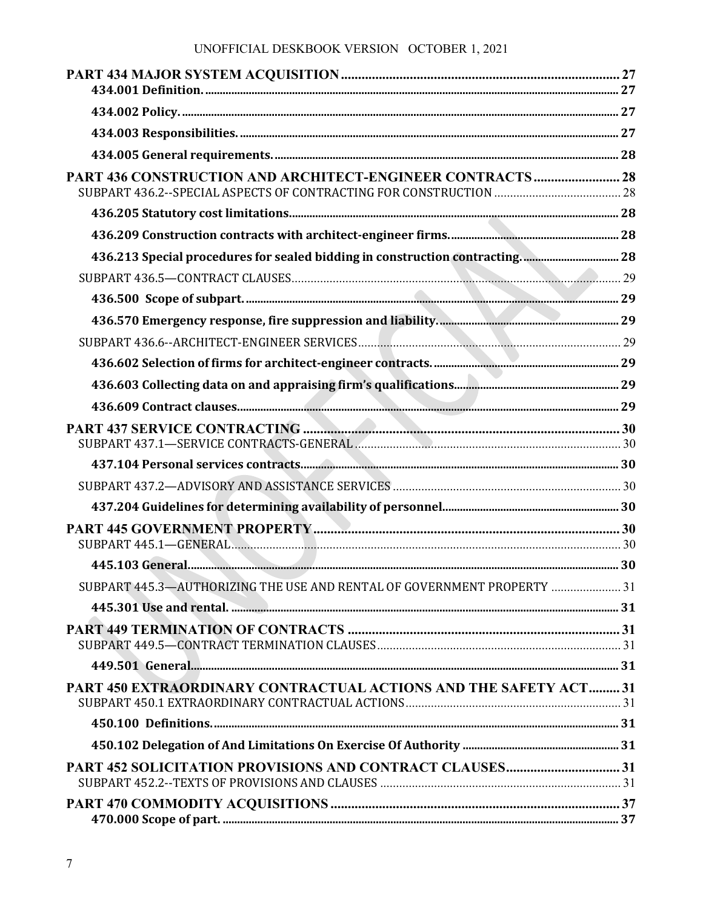PART 434 MAJOR SYSTEM ACQUISITION ..... 27
434.001 Definition. ..... 27
434.002 Policy. ..... 27
434.003 Responsibilities. ..... 27
434.005 General requirements. ..... 28

PART 436 CONSTRUCTION AND ARCHITECT-ENGINEER CONTRACTS ..... 28
SUBPART 436.2--SPECIAL ASPECTS OF CONTRACTING FOR CONSTRUCTION ..... 28
436.205 Statutory cost limitations ..... 28
436.209 Construction contracts with architect-engineer firms. ..... 28
436.213 Special procedures for sealed bidding in construction contracting. ..... 28
SUBPART 436.5—CONTRACT CLAUSES ..... 29
436.500 Scope of subpart. ..... 29
436.570 Emergency response, fire suppression and liability. ..... 29
SUBPART 436.6--ARCHITECT-ENGINEER SERVICES ..... 29
436.602 Selection of firms for architect-engineer contracts. ..... 29
436.603 Collecting data on and appraising firm's qualifications ..... 29
436.609 Contract clauses ..... 29

PART 437 SERVICE CONTRACTING ..... 30
SUBPART 437.1—SERVICE CONTRACTS-GENERAL ..... 30
437.104 Personal services contracts ..... 30
SUBPART 437.2—ADVISORY AND ASSISTANCE SERVICES ..... 30
437.204 Guidelines for determining availability of personnel ..... 30

PART 445 GOVERNMENT PROPERTY ..... 30
SUBPART 445.1—GENERAL ..... 30
445.103 General ..... 30
SUBPART 445.3—AUTHORIZING THE USE AND RENTAL OF GOVERNMENT PROPERTY ..... 31
445.301 Use and rental. ..... 31

PART 449 TERMINATION OF CONTRACTS ..... 31
SUBPART 449.5—CONTRACT TERMINATION CLAUSES ..... 31
449.501 General ..... 31

PART 450 EXTRAORDINARY CONTRACTUAL ACTIONS AND THE SAFETY ACT ..... 31
SUBPART 450.1 EXTRAORDINARY CONTRACTUAL ACTIONS ..... 31
450.100 Definitions. ..... 31
450.102 Delegation of And Limitations On Exercise Of Authority ..... 31

PART 452 SOLICITATION PROVISIONS AND CONTRACT CLAUSES ..... 31
SUBPART 452.2--TEXTS OF PROVISIONS AND CLAUSES ..... 31

PART 470 COMMODITY ACQUISITIONS ..... 37
470.000 Scope of part. ..... 37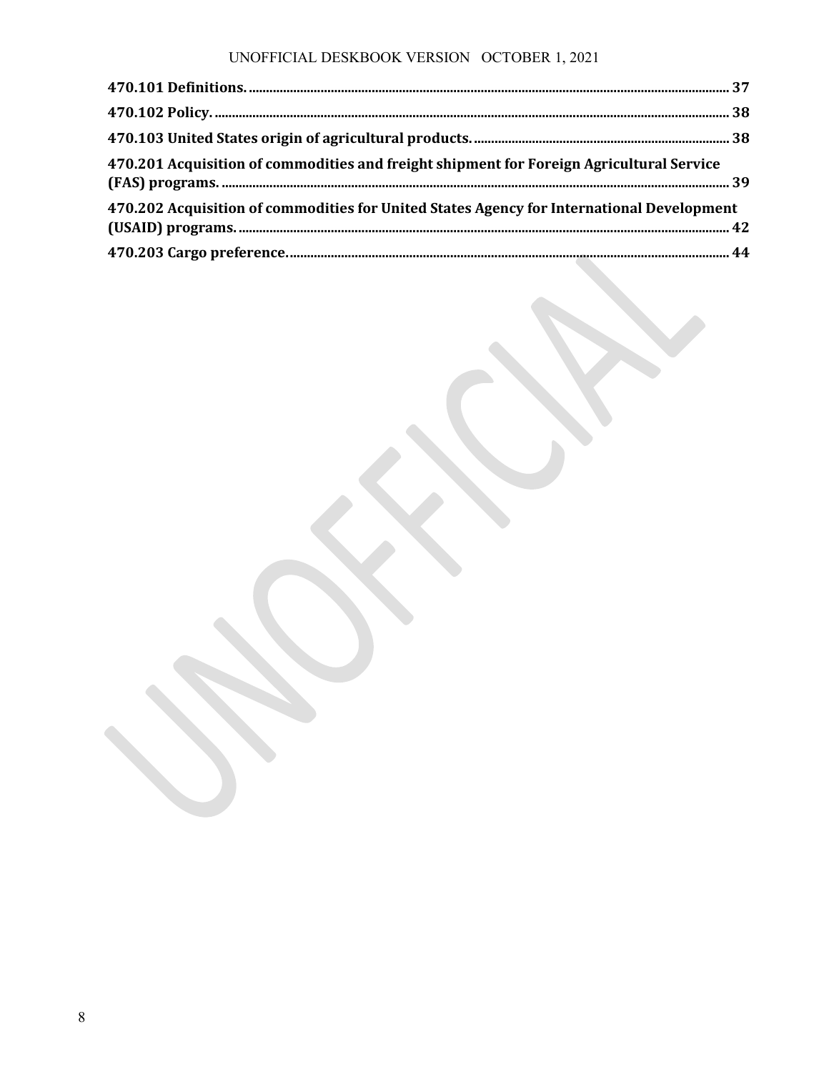**470.101 Definitions.** ........................................................................................................ 37

**470.102 Policy.** ................................................................................................................. 38

**470.103 United States origin of agricultural products.** ........................................................... 38

**470.201 Acquisition of commodities and freight shipment for Foreign Agricultural Service (FAS) programs.** ........................................................................................................ 39

**470.202 Acquisition of commodities for United States Agency for International Development (USAID) programs.** ................................................................................................. 42

**470.203 Cargo preference.** ...................................................................................................... 44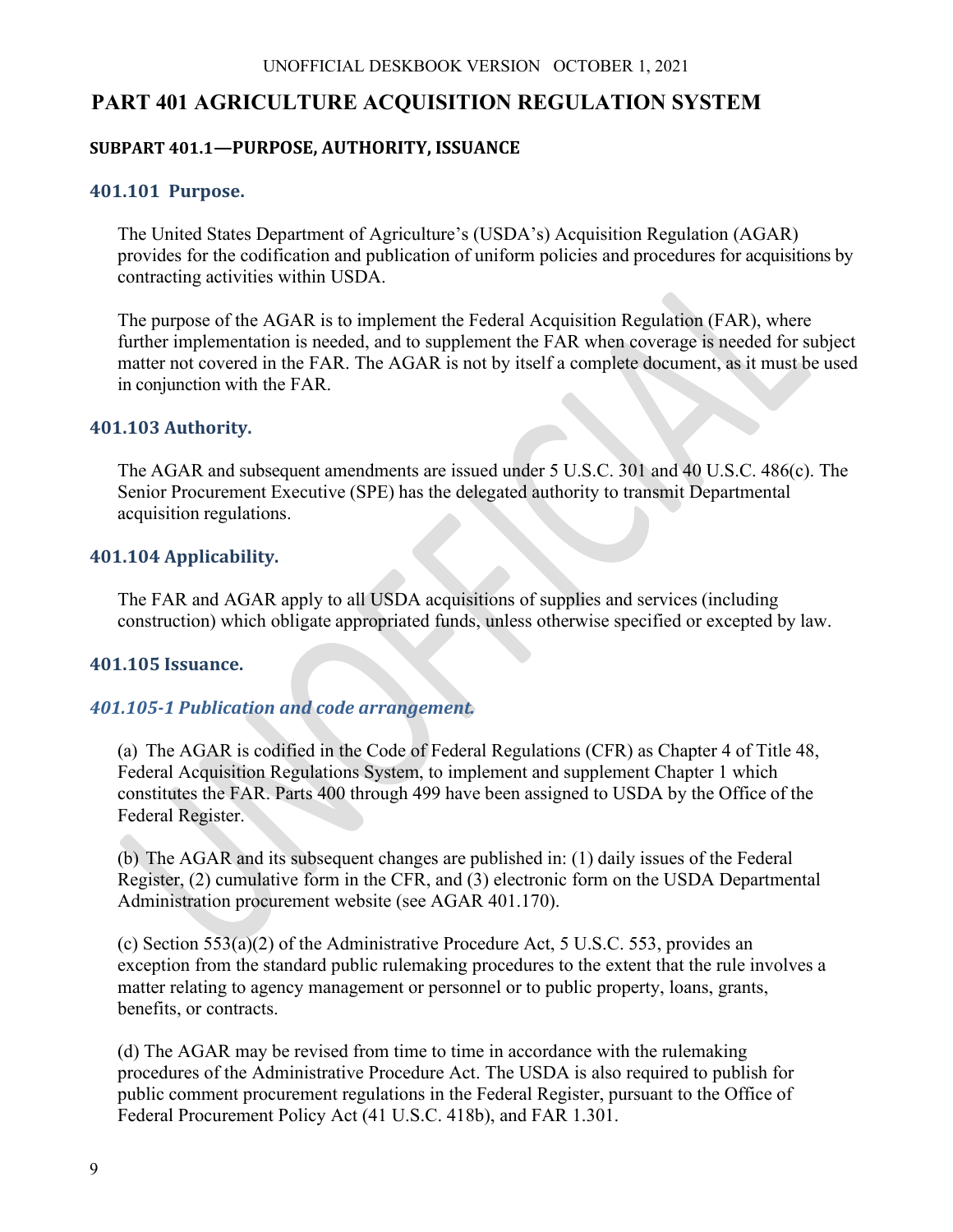# PART 401 AGRICULTURE ACQUISITION REGULATION SYSTEM

## SUBPART 401.1—PURPOSE, AUTHORITY, ISSUANCE

### 401.101 Purpose.

The United States Department of Agriculture's (USDA's) Acquisition Regulation (AGAR) provides for the codification and publication of uniform policies and procedures for acquisitions by contracting activities within USDA.

The purpose of the AGAR is to implement the Federal Acquisition Regulation (FAR), where further implementation is needed, and to supplement the FAR when coverage is needed for subject matter not covered in the FAR. The AGAR is not by itself a complete document, as it must be used in conjunction with the FAR.

### 401.103 Authority.

The AGAR and subsequent amendments are issued under 5 U.S.C. 301 and 40 U.S.C. 486(c). The Senior Procurement Executive (SPE) has the delegated authority to transmit Departmental acquisition regulations.

### 401.104 Applicability.

The FAR and AGAR apply to all USDA acquisitions of supplies and services (including construction) which obligate appropriated funds, unless otherwise specified or excepted by law.

### 401.105 Issuance.

#### *401.105-1 Publication and code arrangement.*

(a) The AGAR is codified in the Code of Federal Regulations (CFR) as Chapter 4 of Title 48, Federal Acquisition Regulations System, to implement and supplement Chapter 1 which constitutes the FAR. Parts 400 through 499 have been assigned to USDA by the Office of the Federal Register.

(b) The AGAR and its subsequent changes are published in: (1) daily issues of the Federal Register, (2) cumulative form in the CFR, and (3) electronic form on the USDA Departmental Administration procurement website (see AGAR 401.170).

(c) Section 553(a)(2) of the Administrative Procedure Act, 5 U.S.C. 553, provides an exception from the standard public rulemaking procedures to the extent that the rule involves a matter relating to agency management or personnel or to public property, loans, grants, benefits, or contracts.

(d) The AGAR may be revised from time to time in accordance with the rulemaking procedures of the Administrative Procedure Act. The USDA is also required to publish for public comment procurement regulations in the Federal Register, pursuant to the Office of Federal Procurement Policy Act (41 U.S.C. 418b), and FAR 1.301.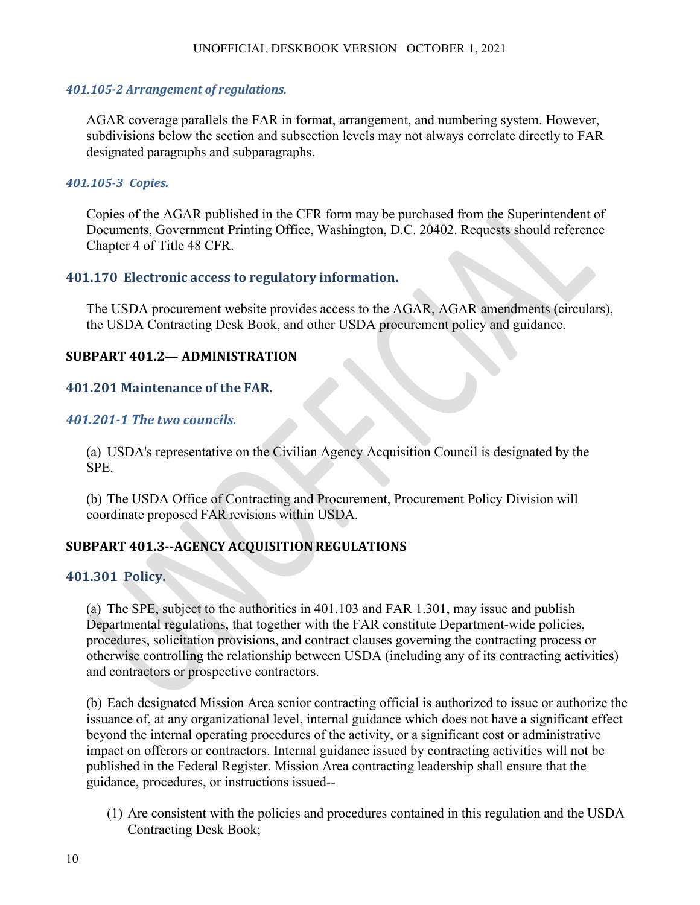#### *401.105-2 Arrangement of regulations.*

AGAR coverage parallels the FAR in format, arrangement, and numbering system. However, subdivisions below the section and subsection levels may not always correlate directly to FAR designated paragraphs and subparagraphs.

#### *401.105-3 Copies.*

Copies of the AGAR published in the CFR form may be purchased from the Superintendent of Documents, Government Printing Office, Washington, D.C. 20402. Requests should reference Chapter 4 of Title 48 CFR.

### 401.170 Electronic access to regulatory information.

The USDA procurement website provides access to the AGAR, AGAR amendments (circulars), the USDA Contracting Desk Book, and other USDA procurement policy and guidance.

## SUBPART 401.2— ADMINISTRATION

### 401.201 Maintenance of the FAR.

#### *401.201-1 The two councils.*

(a) USDA's representative on the Civilian Agency Acquisition Council is designated by the SPE.

(b) The USDA Office of Contracting and Procurement, Procurement Policy Division will coordinate proposed FAR revisions within USDA.

## SUBPART 401.3--AGENCY ACQUISITION REGULATIONS

### 401.301 Policy.

(a) The SPE, subject to the authorities in 401.103 and FAR 1.301, may issue and publish Departmental regulations, that together with the FAR constitute Department-wide policies, procedures, solicitation provisions, and contract clauses governing the contracting process or otherwise controlling the relationship between USDA (including any of its contracting activities) and contractors or prospective contractors.

(b) Each designated Mission Area senior contracting official is authorized to issue or authorize the issuance of, at any organizational level, internal guidance which does not have a significant effect beyond the internal operating procedures of the activity, or a significant cost or administrative impact on offerors or contractors. Internal guidance issued by contracting activities will not be published in the Federal Register. Mission Area contracting leadership shall ensure that the guidance, procedures, or instructions issued--

(1) Are consistent with the policies and procedures contained in this regulation and the USDA Contracting Desk Book;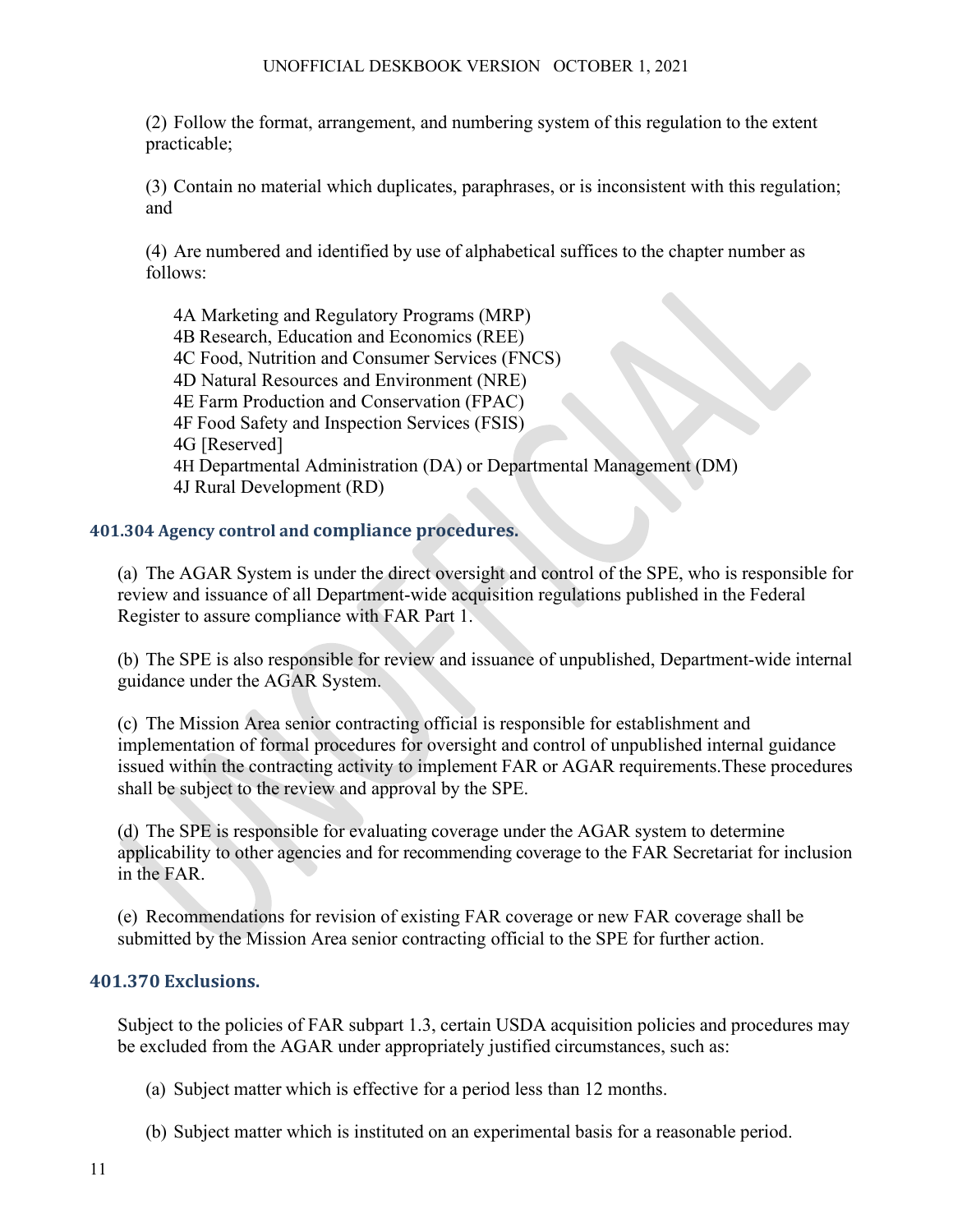(2) Follow the format, arrangement, and numbering system of this regulation to the extent practicable;

(3) Contain no material which duplicates, paraphrases, or is inconsistent with this regulation; and

(4) Are numbered and identified by use of alphabetical suffices to the chapter number as follows:

4A Marketing and Regulatory Programs (MRP)
4B Research, Education and Economics (REE)
4C Food, Nutrition and Consumer Services (FNCS)
4D Natural Resources and Environment (NRE)
4E Farm Production and Conservation (FPAC)
4F Food Safety and Inspection Services (FSIS)
4G [Reserved]
4H Departmental Administration (DA) or Departmental Management (DM)
4J Rural Development (RD)

### 401.304 Agency control and compliance procedures.

(a) The AGAR System is under the direct oversight and control of the SPE, who is responsible for review and issuance of all Department-wide acquisition regulations published in the Federal Register to assure compliance with FAR Part 1.

(b) The SPE is also responsible for review and issuance of unpublished, Department-wide internal guidance under the AGAR System.

(c) The Mission Area senior contracting official is responsible for establishment and implementation of formal procedures for oversight and control of unpublished internal guidance issued within the contracting activity to implement FAR or AGAR requirements.These procedures shall be subject to the review and approval by the SPE.

(d) The SPE is responsible for evaluating coverage under the AGAR system to determine applicability to other agencies and for recommending coverage to the FAR Secretariat for inclusion in the FAR.

(e) Recommendations for revision of existing FAR coverage or new FAR coverage shall be submitted by the Mission Area senior contracting official to the SPE for further action.

### 401.370 Exclusions.

Subject to the policies of FAR subpart 1.3, certain USDA acquisition policies and procedures may be excluded from the AGAR under appropriately justified circumstances, such as:

(a) Subject matter which is effective for a period less than 12 months.

(b) Subject matter which is instituted on an experimental basis for a reasonable period.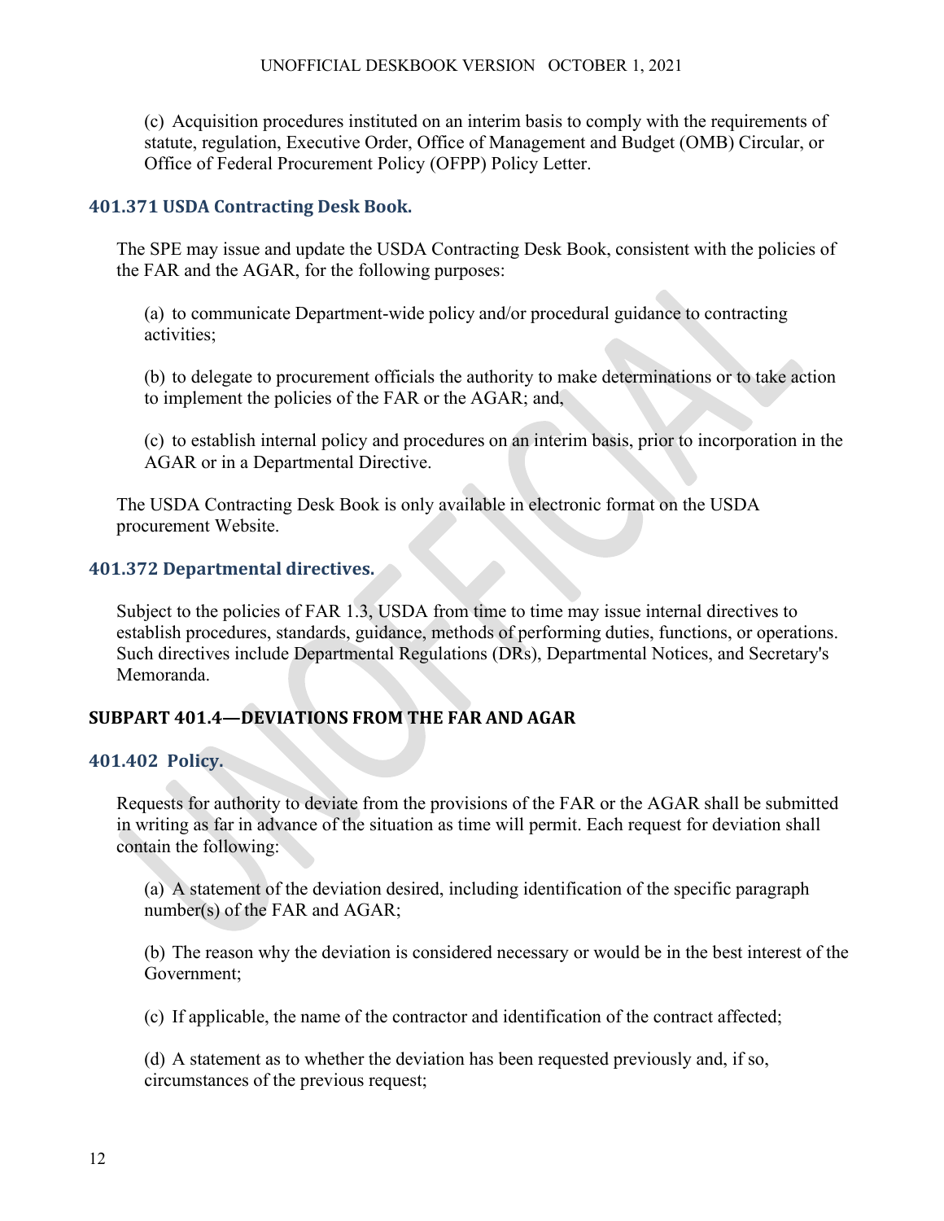(c) Acquisition procedures instituted on an interim basis to comply with the requirements of statute, regulation, Executive Order, Office of Management and Budget (OMB) Circular, or Office of Federal Procurement Policy (OFPP) Policy Letter.

### 401.371 USDA Contracting Desk Book.

The SPE may issue and update the USDA Contracting Desk Book, consistent with the policies of the FAR and the AGAR, for the following purposes:

(a) to communicate Department-wide policy and/or procedural guidance to contracting activities;

(b) to delegate to procurement officials the authority to make determinations or to take action to implement the policies of the FAR or the AGAR; and,

(c) to establish internal policy and procedures on an interim basis, prior to incorporation in the AGAR or in a Departmental Directive.

The USDA Contracting Desk Book is only available in electronic format on the USDA procurement Website.

### 401.372 Departmental directives.

Subject to the policies of FAR 1.3, USDA from time to time may issue internal directives to establish procedures, standards, guidance, methods of performing duties, functions, or operations. Such directives include Departmental Regulations (DRs), Departmental Notices, and Secretary's Memoranda.

## SUBPART 401.4—DEVIATIONS FROM THE FAR AND AGAR

### 401.402 Policy.

Requests for authority to deviate from the provisions of the FAR or the AGAR shall be submitted in writing as far in advance of the situation as time will permit. Each request for deviation shall contain the following:

(a) A statement of the deviation desired, including identification of the specific paragraph number(s) of the FAR and AGAR;

(b) The reason why the deviation is considered necessary or would be in the best interest of the Government;

(c) If applicable, the name of the contractor and identification of the contract affected;

(d) A statement as to whether the deviation has been requested previously and, if so, circumstances of the previous request;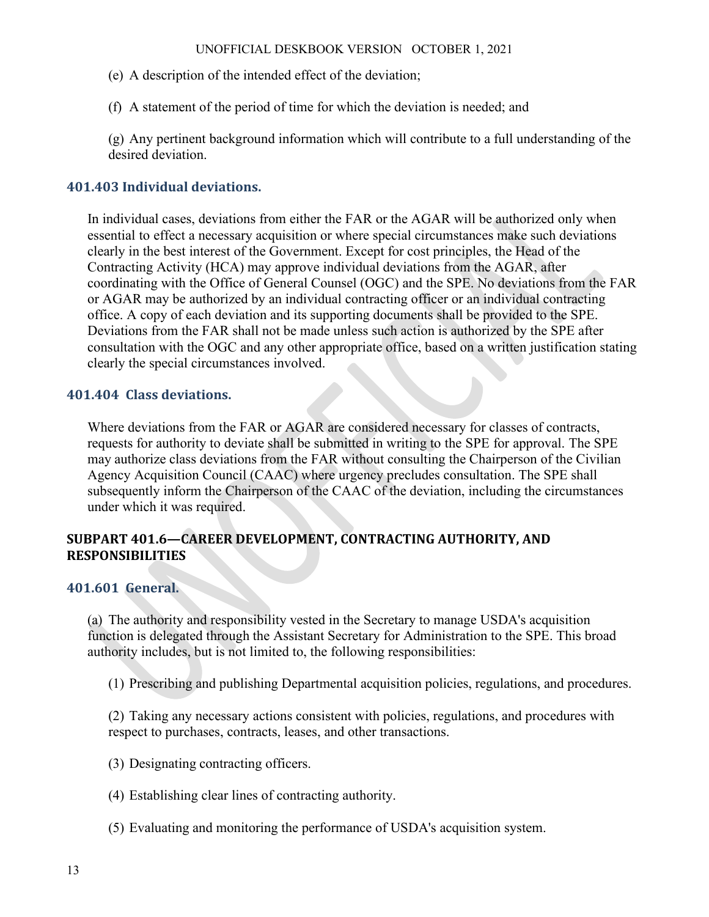(e) A description of the intended effect of the deviation;

(f) A statement of the period of time for which the deviation is needed; and

(g) Any pertinent background information which will contribute to a full understanding of the desired deviation.

### 401.403 Individual deviations.

In individual cases, deviations from either the FAR or the AGAR will be authorized only when essential to effect a necessary acquisition or where special circumstances make such deviations clearly in the best interest of the Government. Except for cost principles, the Head of the Contracting Activity (HCA) may approve individual deviations from the AGAR, after coordinating with the Office of General Counsel (OGC) and the SPE. No deviations from the FAR or AGAR may be authorized by an individual contracting officer or an individual contracting office. A copy of each deviation and its supporting documents shall be provided to the SPE. Deviations from the FAR shall not be made unless such action is authorized by the SPE after consultation with the OGC and any other appropriate office, based on a written justification stating clearly the special circumstances involved.

### 401.404 Class deviations.

Where deviations from the FAR or AGAR are considered necessary for classes of contracts, requests for authority to deviate shall be submitted in writing to the SPE for approval. The SPE may authorize class deviations from the FAR without consulting the Chairperson of the Civilian Agency Acquisition Council (CAAC) where urgency precludes consultation. The SPE shall subsequently inform the Chairperson of the CAAC of the deviation, including the circumstances under which it was required.

## SUBPART 401.6—CAREER DEVELOPMENT, CONTRACTING AUTHORITY, AND RESPONSIBILITIES

### 401.601 General.

(a) The authority and responsibility vested in the Secretary to manage USDA's acquisition function is delegated through the Assistant Secretary for Administration to the SPE. This broad authority includes, but is not limited to, the following responsibilities:

(1) Prescribing and publishing Departmental acquisition policies, regulations, and procedures.

(2) Taking any necessary actions consistent with policies, regulations, and procedures with respect to purchases, contracts, leases, and other transactions.

(3) Designating contracting officers.

(4) Establishing clear lines of contracting authority.

(5) Evaluating and monitoring the performance of USDA's acquisition system.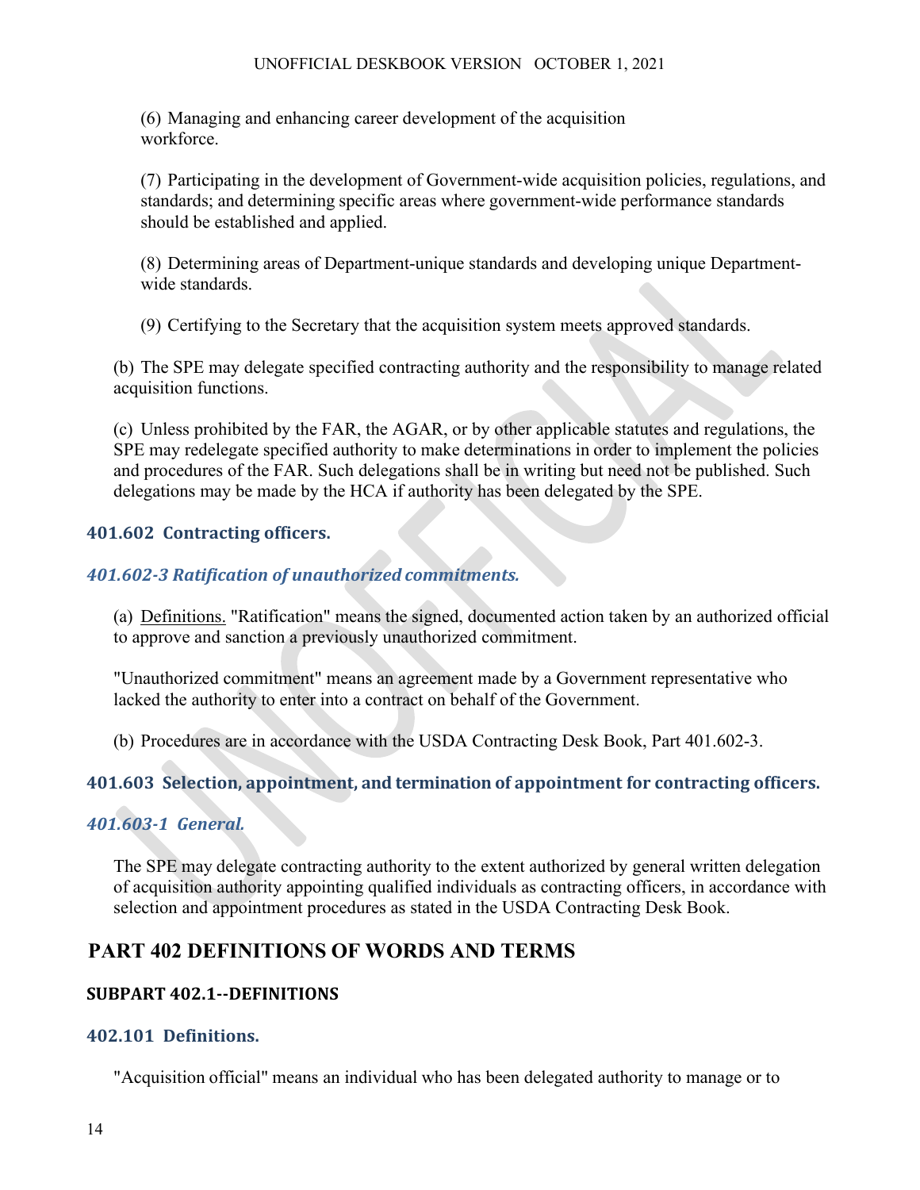(6) Managing and enhancing career development of the acquisition workforce.

(7) Participating in the development of Government-wide acquisition policies, regulations, and standards; and determining specific areas where government-wide performance standards should be established and applied.

(8) Determining areas of Department-unique standards and developing unique Department-wide standards.

(9) Certifying to the Secretary that the acquisition system meets approved standards.

(b) The SPE may delegate specified contracting authority and the responsibility to manage related acquisition functions.

(c) Unless prohibited by the FAR, the AGAR, or by other applicable statutes and regulations, the SPE may redelegate specified authority to make determinations in order to implement the policies and procedures of the FAR. Such delegations shall be in writing but need not be published. Such delegations may be made by the HCA if authority has been delegated by the SPE.

### 401.602 Contracting officers.

#### *401.602-3 Ratification of unauthorized commitments.*

(a) Definitions. "Ratification" means the signed, documented action taken by an authorized official to approve and sanction a previously unauthorized commitment.

"Unauthorized commitment" means an agreement made by a Government representative who lacked the authority to enter into a contract on behalf of the Government.

(b) Procedures are in accordance with the USDA Contracting Desk Book, Part 401.602-3.

### 401.603 Selection, appointment, and termination of appointment for contracting officers.

#### *401.603-1 General.*

The SPE may delegate contracting authority to the extent authorized by general written delegation of acquisition authority appointing qualified individuals as contracting officers, in accordance with selection and appointment procedures as stated in the USDA Contracting Desk Book.

# PART 402 DEFINITIONS OF WORDS AND TERMS

## SUBPART 402.1--DEFINITIONS

### 402.101 Definitions.

"Acquisition official" means an individual who has been delegated authority to manage or to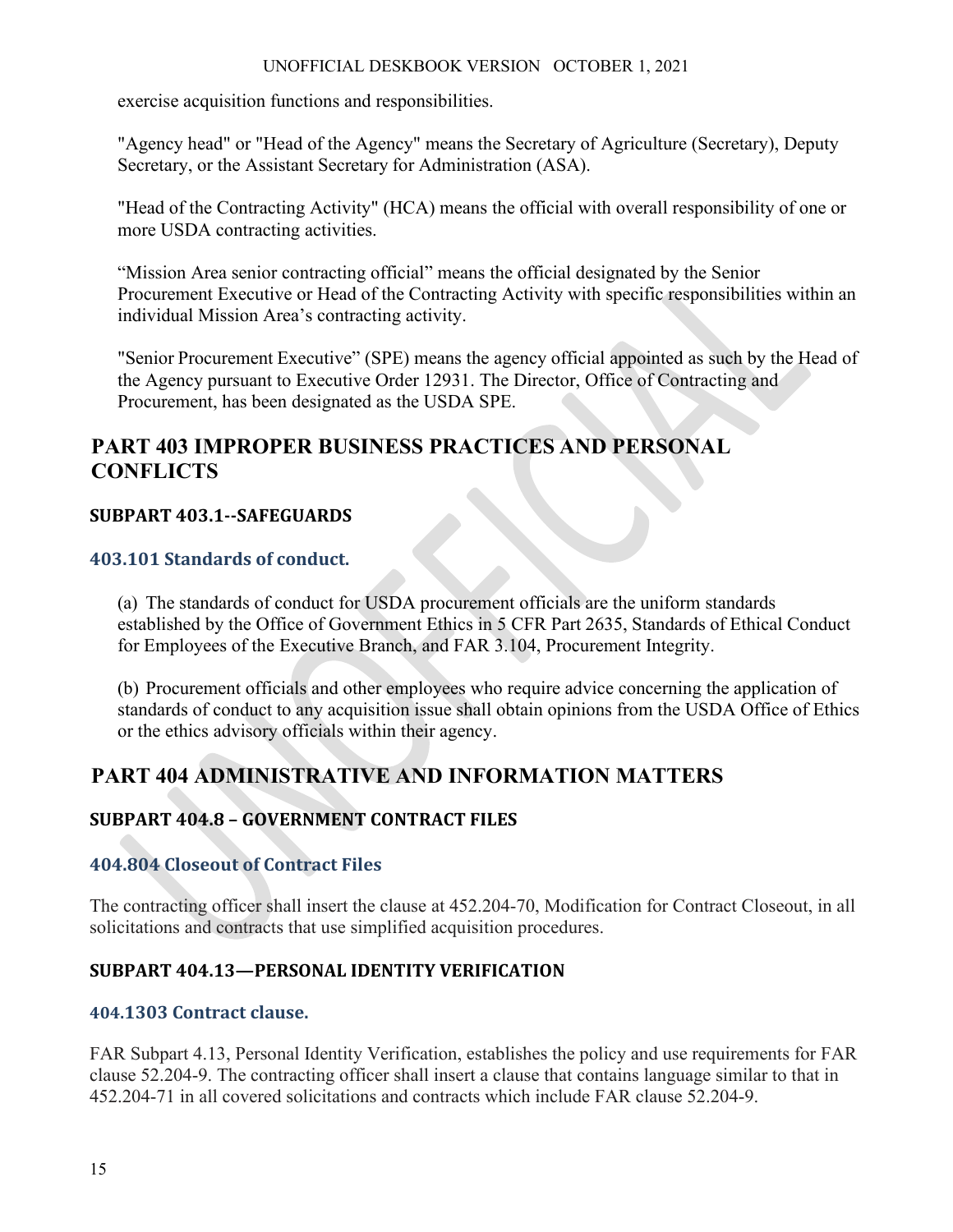exercise acquisition functions and responsibilities.

"Agency head" or "Head of the Agency" means the Secretary of Agriculture (Secretary), Deputy Secretary, or the Assistant Secretary for Administration (ASA).

"Head of the Contracting Activity" (HCA) means the official with overall responsibility of one or more USDA contracting activities.

"Mission Area senior contracting official" means the official designated by the Senior Procurement Executive or Head of the Contracting Activity with specific responsibilities within an individual Mission Area's contracting activity.

"Senior Procurement Executive" (SPE) means the agency official appointed as such by the Head of the Agency pursuant to Executive Order 12931. The Director, Office of Contracting and Procurement, has been designated as the USDA SPE.

# PART 403 IMPROPER BUSINESS PRACTICES AND PERSONAL CONFLICTS

## SUBPART 403.1--SAFEGUARDS

### 403.101 Standards of conduct.

(a) The standards of conduct for USDA procurement officials are the uniform standards established by the Office of Government Ethics in 5 CFR Part 2635, Standards of Ethical Conduct for Employees of the Executive Branch, and FAR 3.104, Procurement Integrity.

(b) Procurement officials and other employees who require advice concerning the application of standards of conduct to any acquisition issue shall obtain opinions from the USDA Office of Ethics or the ethics advisory officials within their agency.

# PART 404 ADMINISTRATIVE AND INFORMATION MATTERS

## SUBPART 404.8 – GOVERNMENT CONTRACT FILES

### 404.804 Closeout of Contract Files

The contracting officer shall insert the clause at 452.204-70, Modification for Contract Closeout, in all solicitations and contracts that use simplified acquisition procedures.

## SUBPART 404.13—PERSONAL IDENTITY VERIFICATION

### 404.1303 Contract clause.

FAR Subpart 4.13, Personal Identity Verification, establishes the policy and use requirements for FAR clause 52.204-9. The contracting officer shall insert a clause that contains language similar to that in 452.204-71 in all covered solicitations and contracts which include FAR clause 52.204-9.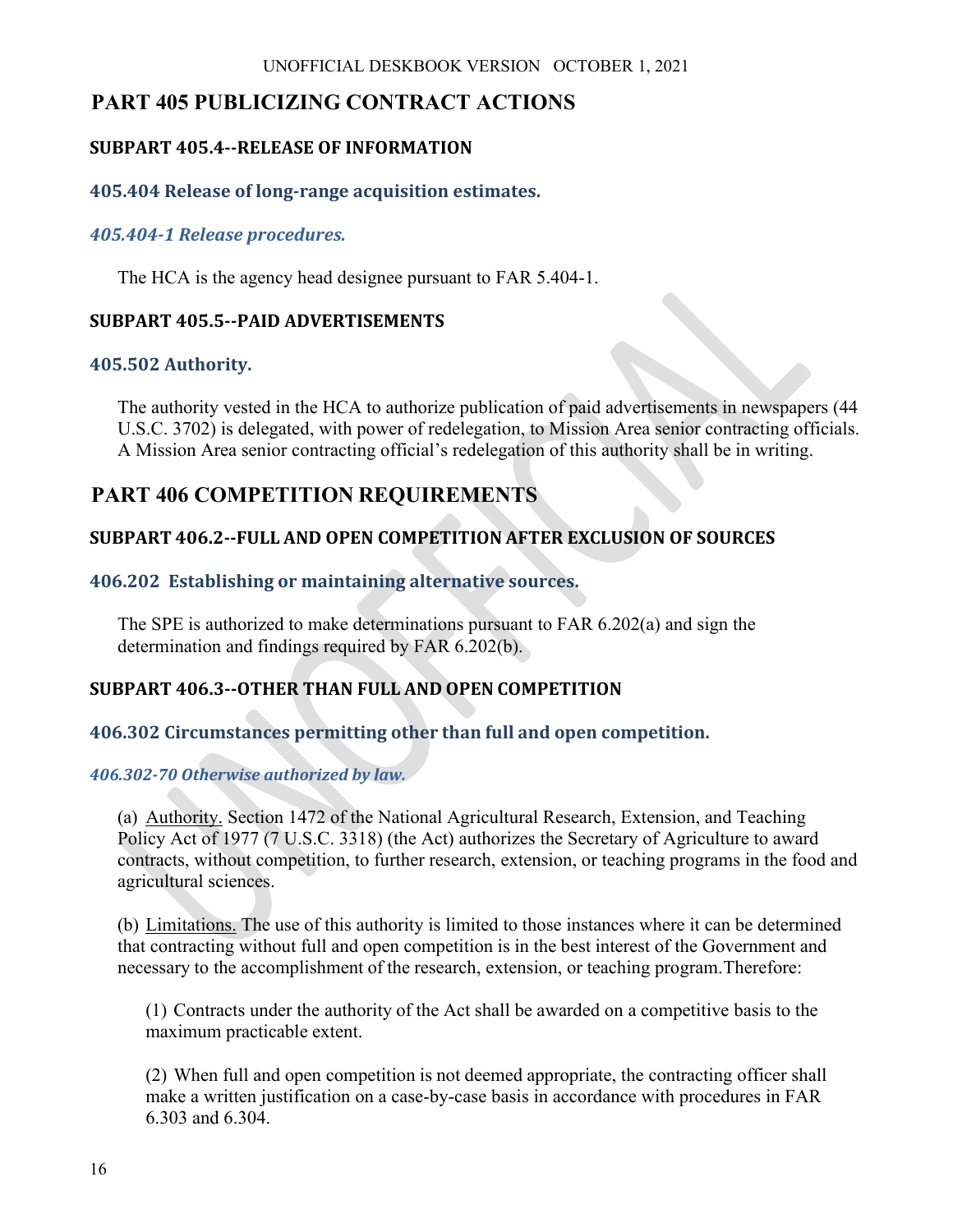# PART 405 PUBLICIZING CONTRACT ACTIONS

## SUBPART 405.4--RELEASE OF INFORMATION

### 405.404 Release of long-range acquisition estimates.

#### *405.404-1 Release procedures.*

The HCA is the agency head designee pursuant to FAR 5.404-1.

## SUBPART 405.5--PAID ADVERTISEMENTS

### 405.502 Authority.

The authority vested in the HCA to authorize publication of paid advertisements in newspapers (44 U.S.C. 3702) is delegated, with power of redelegation, to Mission Area senior contracting officials. A Mission Area senior contracting official's redelegation of this authority shall be in writing.

# PART 406 COMPETITION REQUIREMENTS

## SUBPART 406.2--FULL AND OPEN COMPETITION AFTER EXCLUSION OF SOURCES

### 406.202 Establishing or maintaining alternative sources.

The SPE is authorized to make determinations pursuant to FAR 6.202(a) and sign the determination and findings required by FAR 6.202(b).

## SUBPART 406.3--OTHER THAN FULL AND OPEN COMPETITION

### 406.302 Circumstances permitting other than full and open competition.

#### *406.302-70 Otherwise authorized by law.*

(a) Authority. Section 1472 of the National Agricultural Research, Extension, and Teaching Policy Act of 1977 (7 U.S.C. 3318) (the Act) authorizes the Secretary of Agriculture to award contracts, without competition, to further research, extension, or teaching programs in the food and agricultural sciences.

(b) Limitations. The use of this authority is limited to those instances where it can be determined that contracting without full and open competition is in the best interest of the Government and necessary to the accomplishment of the research, extension, or teaching program.Therefore:

(1) Contracts under the authority of the Act shall be awarded on a competitive basis to the maximum practicable extent.

(2) When full and open competition is not deemed appropriate, the contracting officer shall make a written justification on a case-by-case basis in accordance with procedures in FAR 6.303 and 6.304.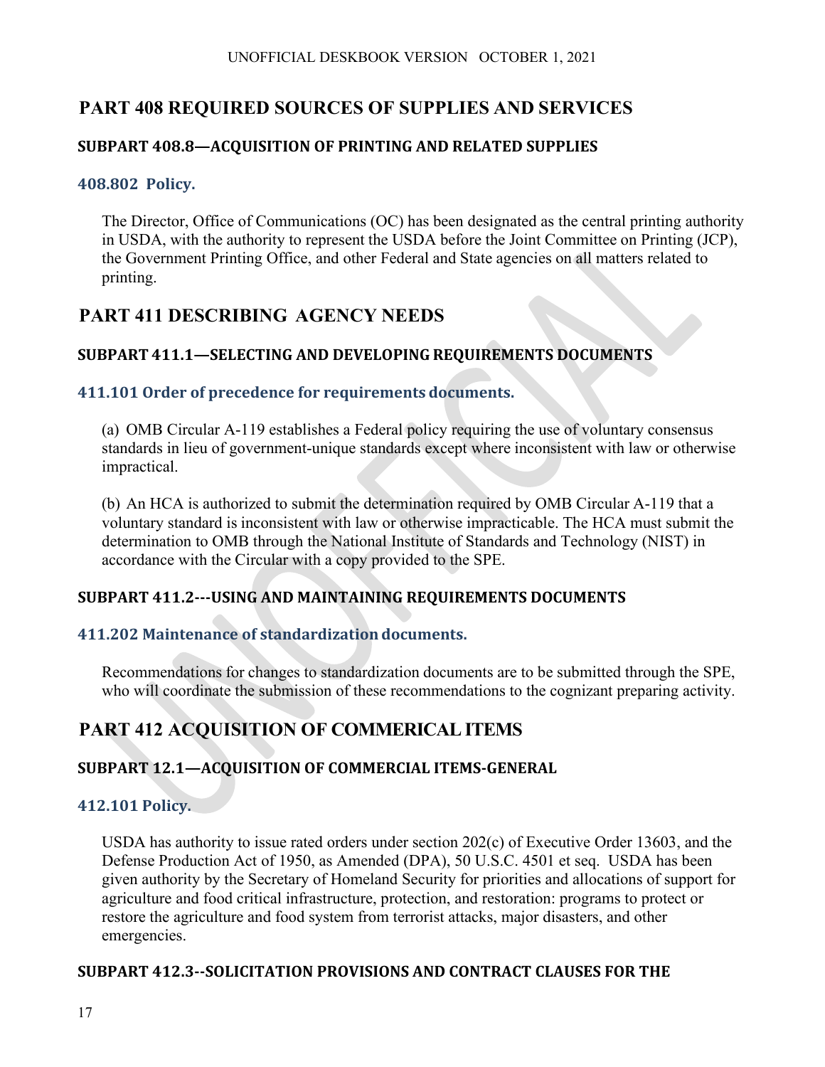# PART 408 REQUIRED SOURCES OF SUPPLIES AND SERVICES

## SUBPART 408.8—ACQUISITION OF PRINTING AND RELATED SUPPLIES

### 408.802 Policy.

The Director, Office of Communications (OC) has been designated as the central printing authority in USDA, with the authority to represent the USDA before the Joint Committee on Printing (JCP), the Government Printing Office, and other Federal and State agencies on all matters related to printing.

# PART 411 DESCRIBING AGENCY NEEDS

## SUBPART 411.1—SELECTING AND DEVELOPING REQUIREMENTS DOCUMENTS

### 411.101 Order of precedence for requirements documents.

(a) OMB Circular A-119 establishes a Federal policy requiring the use of voluntary consensus standards in lieu of government-unique standards except where inconsistent with law or otherwise impractical.

(b) An HCA is authorized to submit the determination required by OMB Circular A-119 that a voluntary standard is inconsistent with law or otherwise impracticable. The HCA must submit the determination to OMB through the National Institute of Standards and Technology (NIST) in accordance with the Circular with a copy provided to the SPE.

## SUBPART 411.2---USING AND MAINTAINING REQUIREMENTS DOCUMENTS

### 411.202 Maintenance of standardization documents.

Recommendations for changes to standardization documents are to be submitted through the SPE, who will coordinate the submission of these recommendations to the cognizant preparing activity.

# PART 412 ACQUISITION OF COMMERICAL ITEMS

## SUBPART 12.1—ACQUISITION OF COMMERCIAL ITEMS-GENERAL

### 412.101 Policy.

USDA has authority to issue rated orders under section 202(c) of Executive Order 13603, and the Defense Production Act of 1950, as Amended (DPA), 50 U.S.C. 4501 et seq. USDA has been given authority by the Secretary of Homeland Security for priorities and allocations of support for agriculture and food critical infrastructure, protection, and restoration: programs to protect or restore the agriculture and food system from terrorist attacks, major disasters, and other emergencies.

## SUBPART 412.3--SOLICITATION PROVISIONS AND CONTRACT CLAUSES FOR THE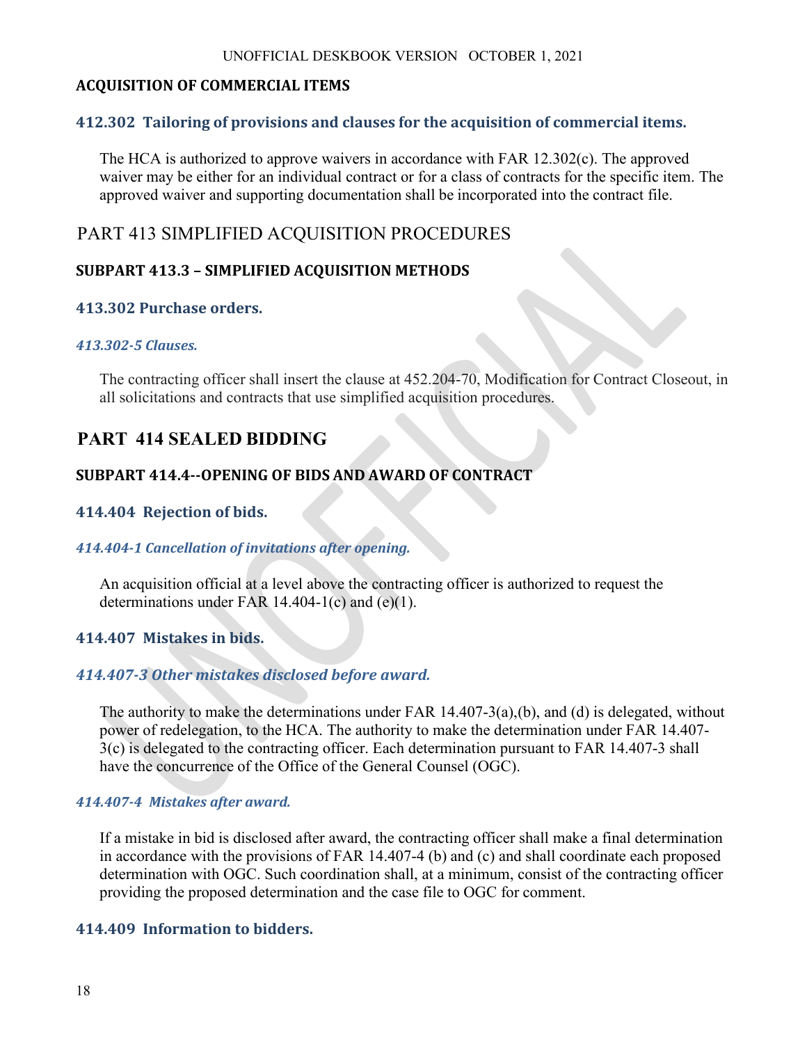## ACQUISITION OF COMMERCIAL ITEMS

### 412.302 Tailoring of provisions and clauses for the acquisition of commercial items.

The HCA is authorized to approve waivers in accordance with FAR 12.302(c). The approved waiver may be either for an individual contract or for a class of contracts for the specific item. The approved waiver and supporting documentation shall be incorporated into the contract file.

# PART 413 SIMPLIFIED ACQUISITION PROCEDURES

## SUBPART 413.3 – SIMPLIFIED ACQUISITION METHODS

### 413.302 Purchase orders.

#### *413.302-5 Clauses.*

The contracting officer shall insert the clause at 452.204-70, Modification for Contract Closeout, in all solicitations and contracts that use simplified acquisition procedures.

# PART 414 SEALED BIDDING

## SUBPART 414.4--OPENING OF BIDS AND AWARD OF CONTRACT

### 414.404 Rejection of bids.

#### *414.404-1 Cancellation of invitations after opening.*

An acquisition official at a level above the contracting officer is authorized to request the determinations under FAR 14.404-1(c) and (e)(1).

### 414.407 Mistakes in bids.

#### *414.407-3 Other mistakes disclosed before award.*

The authority to make the determinations under FAR 14.407-3(a),(b), and (d) is delegated, without power of redelegation, to the HCA. The authority to make the determination under FAR 14.407-3(c) is delegated to the contracting officer. Each determination pursuant to FAR 14.407-3 shall have the concurrence of the Office of the General Counsel (OGC).

#### *414.407-4 Mistakes after award.*

If a mistake in bid is disclosed after award, the contracting officer shall make a final determination in accordance with the provisions of FAR 14.407-4 (b) and (c) and shall coordinate each proposed determination with OGC. Such coordination shall, at a minimum, consist of the contracting officer providing the proposed determination and the case file to OGC for comment.

### 414.409 Information to bidders.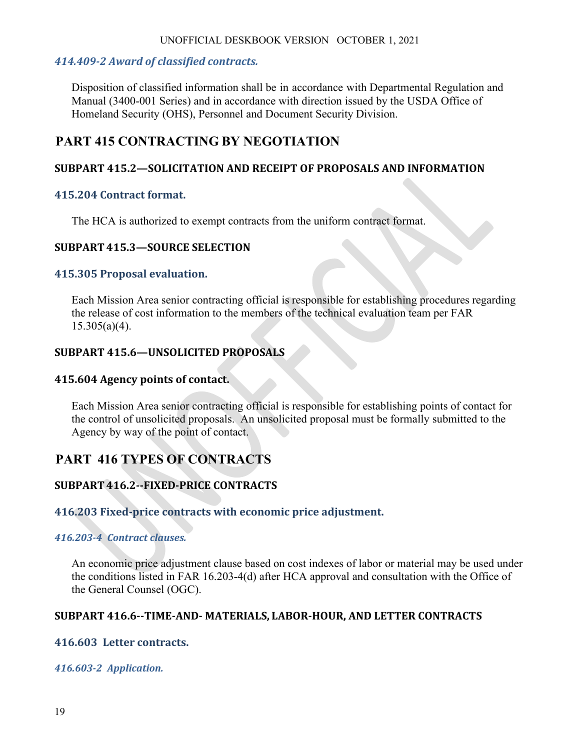#### *414.409-2 Award of classified contracts.*

Disposition of classified information shall be in accordance with Departmental Regulation and Manual (3400-001 Series) and in accordance with direction issued by the USDA Office of Homeland Security (OHS), Personnel and Document Security Division.

# PART 415 CONTRACTING BY NEGOTIATION

## SUBPART 415.2—SOLICITATION AND RECEIPT OF PROPOSALS AND INFORMATION

### 415.204 Contract format.

The HCA is authorized to exempt contracts from the uniform contract format.

## SUBPART 415.3—SOURCE SELECTION

### 415.305 Proposal evaluation.

Each Mission Area senior contracting official is responsible for establishing procedures regarding the release of cost information to the members of the technical evaluation team per FAR 15.305(a)(4).

## SUBPART 415.6—UNSOLICITED PROPOSALS

### 415.604 Agency points of contact.

Each Mission Area senior contracting official is responsible for establishing points of contact for the control of unsolicited proposals. An unsolicited proposal must be formally submitted to the Agency by way of the point of contact.

# PART 416 TYPES OF CONTRACTS

## SUBPART 416.2--FIXED-PRICE CONTRACTS

### 416.203 Fixed-price contracts with economic price adjustment.

#### *416.203-4 Contract clauses.*

An economic price adjustment clause based on cost indexes of labor or material may be used under the conditions listed in FAR 16.203-4(d) after HCA approval and consultation with the Office of the General Counsel (OGC).

## SUBPART 416.6--TIME-AND- MATERIALS, LABOR-HOUR, AND LETTER CONTRACTS

### 416.603 Letter contracts.

#### *416.603-2 Application.*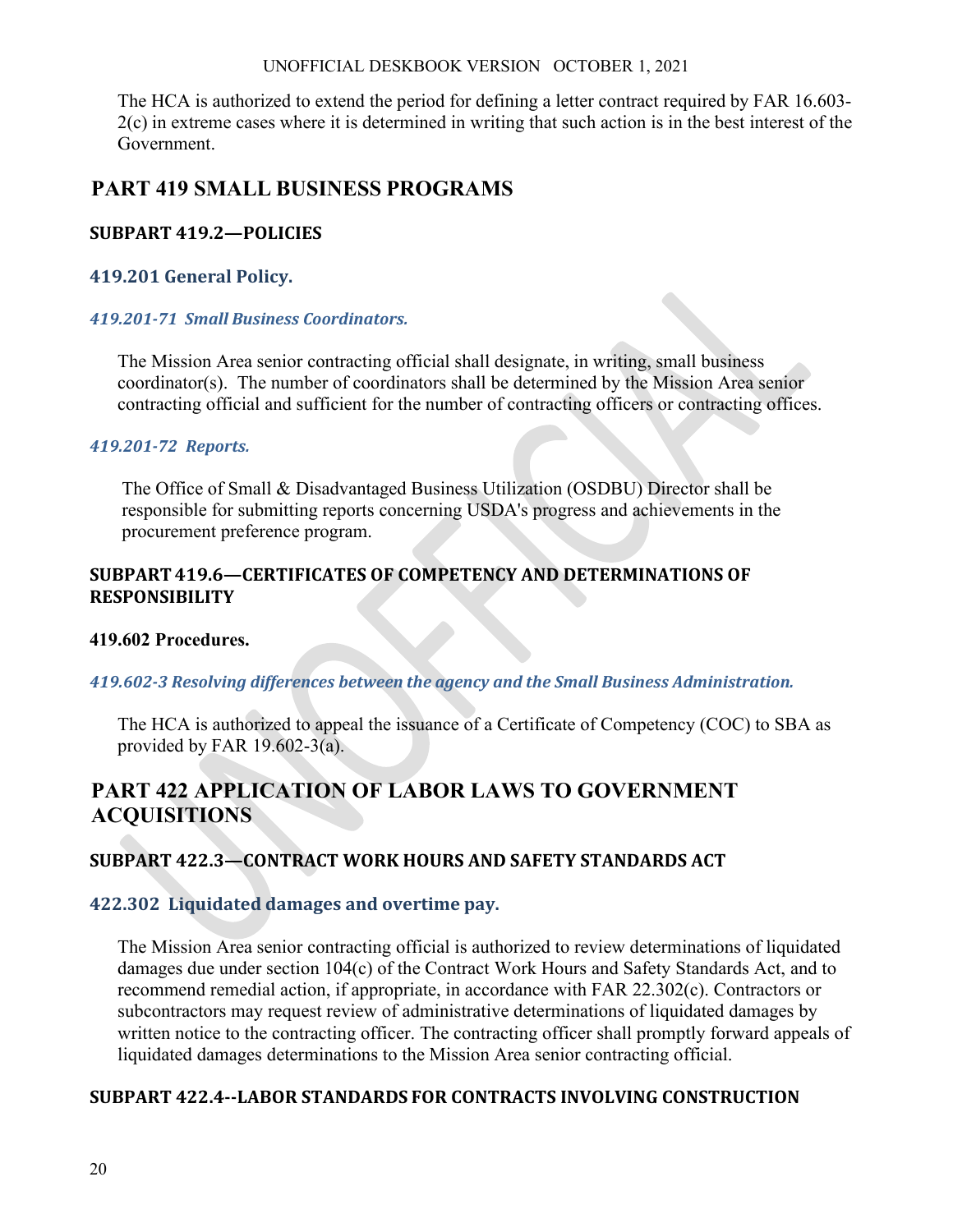The HCA is authorized to extend the period for defining a letter contract required by FAR 16.603-2(c) in extreme cases where it is determined in writing that such action is in the best interest of the Government.

# PART 419 SMALL BUSINESS PROGRAMS

## SUBPART 419.2—POLICIES

### 419.201 General Policy.

#### *419.201-71 Small Business Coordinators.*

The Mission Area senior contracting official shall designate, in writing, small business coordinator(s). The number of coordinators shall be determined by the Mission Area senior contracting official and sufficient for the number of contracting officers or contracting offices.

#### *419.201-72 Reports.*

The Office of Small & Disadvantaged Business Utilization (OSDBU) Director shall be responsible for submitting reports concerning USDA's progress and achievements in the procurement preference program.

## SUBPART 419.6—CERTIFICATES OF COMPETENCY AND DETERMINATIONS OF RESPONSIBILITY

### 419.602 Procedures.

#### *419.602-3 Resolving differences between the agency and the Small Business Administration.*

The HCA is authorized to appeal the issuance of a Certificate of Competency (COC) to SBA as provided by FAR 19.602-3(a).

# PART 422 APPLICATION OF LABOR LAWS TO GOVERNMENT ACQUISITIONS

## SUBPART 422.3—CONTRACT WORK HOURS AND SAFETY STANDARDS ACT

### 422.302 Liquidated damages and overtime pay.

The Mission Area senior contracting official is authorized to review determinations of liquidated damages due under section 104(c) of the Contract Work Hours and Safety Standards Act, and to recommend remedial action, if appropriate, in accordance with FAR 22.302(c). Contractors or subcontractors may request review of administrative determinations of liquidated damages by written notice to the contracting officer. The contracting officer shall promptly forward appeals of liquidated damages determinations to the Mission Area senior contracting official.

## SUBPART 422.4--LABOR STANDARDS FOR CONTRACTS INVOLVING CONSTRUCTION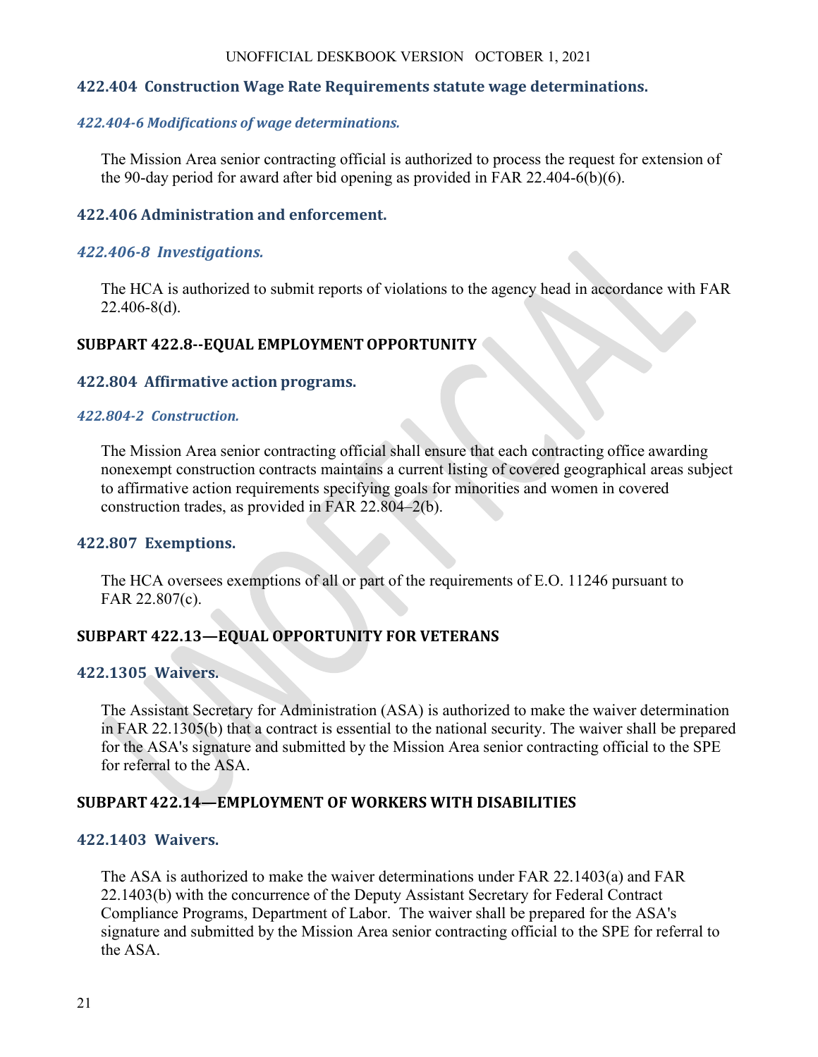## 422.404 Construction Wage Rate Requirements statute wage determinations.

### *422.404-6 Modifications of wage determinations.*

The Mission Area senior contracting official is authorized to process the request for extension of the 90-day period for award after bid opening as provided in FAR 22.404-6(b)(6).

## 422.406 Administration and enforcement.

### *422.406-8 Investigations.*

The HCA is authorized to submit reports of violations to the agency head in accordance with FAR 22.406-8(d).

# SUBPART 422.8--EQUAL EMPLOYMENT OPPORTUNITY

## 422.804 Affirmative action programs.

### *422.804-2 Construction.*

The Mission Area senior contracting official shall ensure that each contracting office awarding nonexempt construction contracts maintains a current listing of covered geographical areas subject to affirmative action requirements specifying goals for minorities and women in covered construction trades, as provided in FAR 22.804–2(b).

## 422.807 Exemptions.

The HCA oversees exemptions of all or part of the requirements of E.O. 11246 pursuant to FAR 22.807(c).

# SUBPART 422.13—EQUAL OPPORTUNITY FOR VETERANS

## 422.1305 Waivers.

The Assistant Secretary for Administration (ASA) is authorized to make the waiver determination in FAR 22.1305(b) that a contract is essential to the national security. The waiver shall be prepared for the ASA's signature and submitted by the Mission Area senior contracting official to the SPE for referral to the ASA.

# SUBPART 422.14—EMPLOYMENT OF WORKERS WITH DISABILITIES

## 422.1403 Waivers.

The ASA is authorized to make the waiver determinations under FAR 22.1403(a) and FAR 22.1403(b) with the concurrence of the Deputy Assistant Secretary for Federal Contract Compliance Programs, Department of Labor. The waiver shall be prepared for the ASA's signature and submitted by the Mission Area senior contracting official to the SPE for referral to the ASA.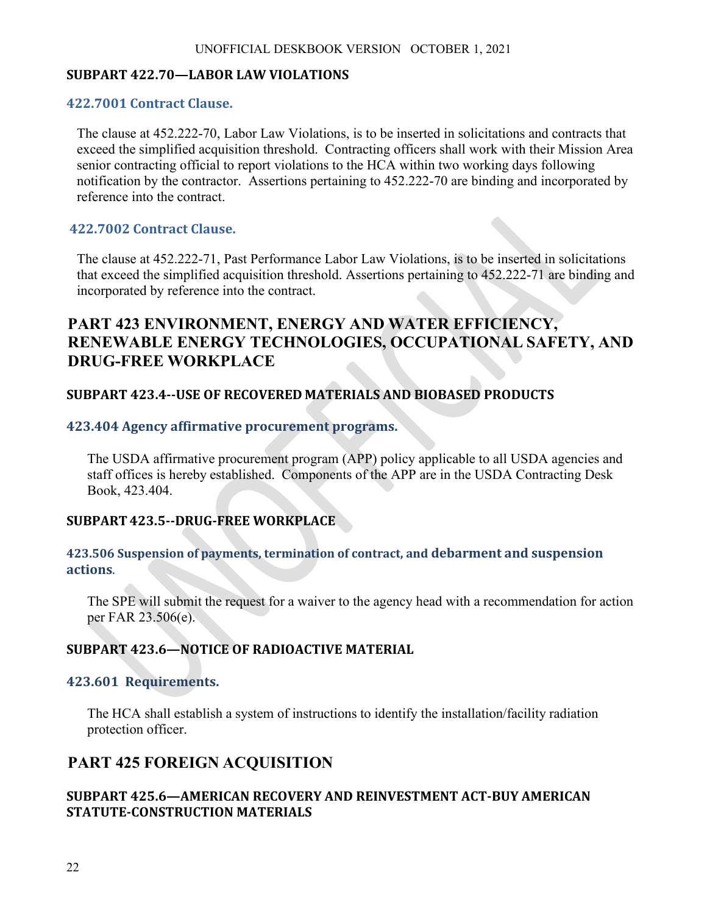### SUBPART 422.70—LABOR LAW VIOLATIONS

#### 422.7001 Contract Clause.

The clause at 452.222-70, Labor Law Violations, is to be inserted in solicitations and contracts that exceed the simplified acquisition threshold. Contracting officers shall work with their Mission Area senior contracting official to report violations to the HCA within two working days following notification by the contractor. Assertions pertaining to 452.222-70 are binding and incorporated by reference into the contract.

#### 422.7002 Contract Clause.

The clause at 452.222-71, Past Performance Labor Law Violations, is to be inserted in solicitations that exceed the simplified acquisition threshold. Assertions pertaining to 452.222-71 are binding and incorporated by reference into the contract.

## PART 423 ENVIRONMENT, ENERGY AND WATER EFFICIENCY, RENEWABLE ENERGY TECHNOLOGIES, OCCUPATIONAL SAFETY, AND DRUG-FREE WORKPLACE

### SUBPART 423.4--USE OF RECOVERED MATERIALS AND BIOBASED PRODUCTS

#### 423.404 Agency affirmative procurement programs.

The USDA affirmative procurement program (APP) policy applicable to all USDA agencies and staff offices is hereby established. Components of the APP are in the USDA Contracting Desk Book, 423.404.

### SUBPART 423.5--DRUG-FREE WORKPLACE

#### 423.506 Suspension of payments, termination of contract, and debarment and suspension actions.

The SPE will submit the request for a waiver to the agency head with a recommendation for action per FAR 23.506(e).

### SUBPART 423.6—NOTICE OF RADIOACTIVE MATERIAL

#### 423.601 Requirements.

The HCA shall establish a system of instructions to identify the installation/facility radiation protection officer.

## PART 425 FOREIGN ACQUISITION

### SUBPART 425.6—AMERICAN RECOVERY AND REINVESTMENT ACT-BUY AMERICAN STATUTE-CONSTRUCTION MATERIALS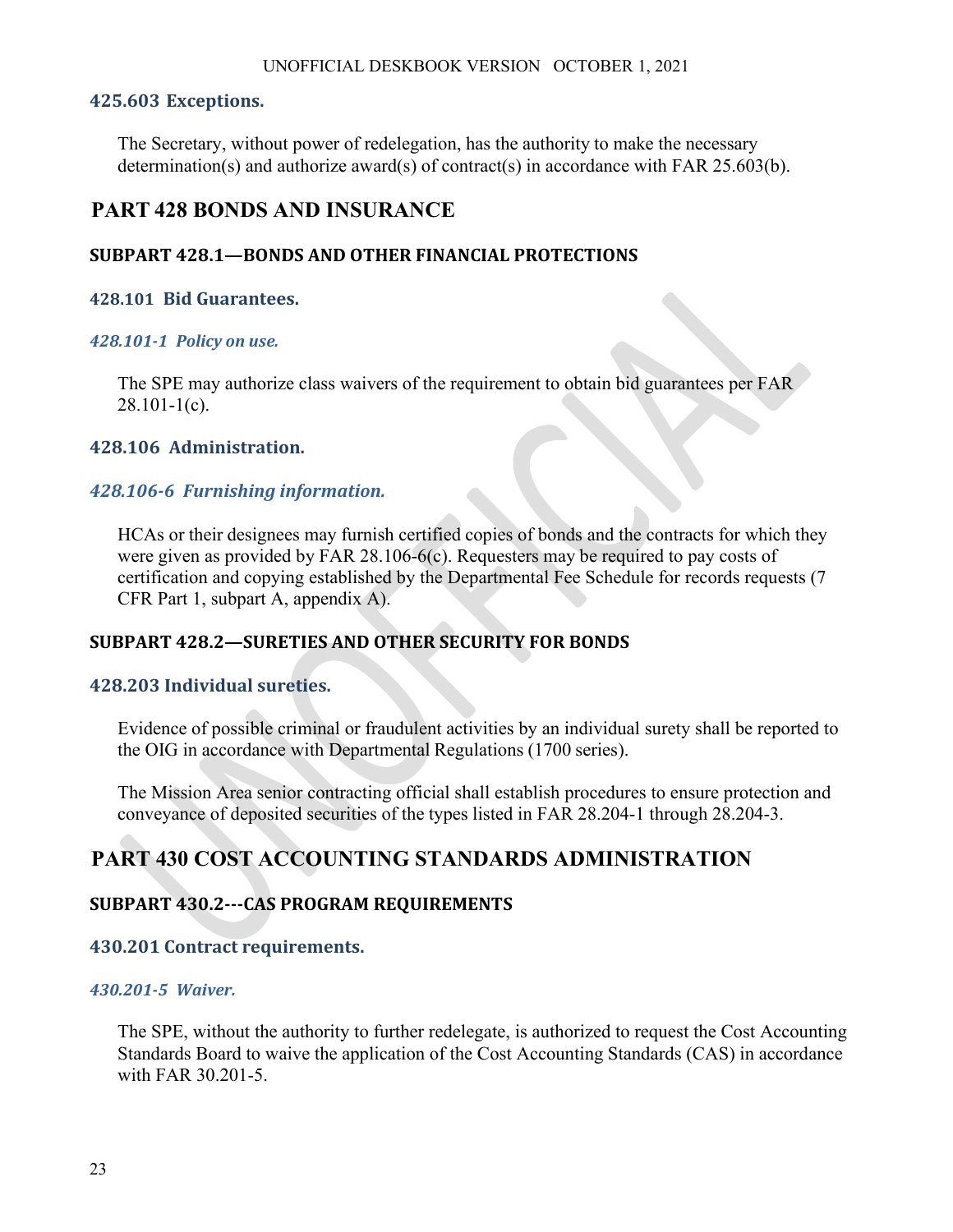### 425.603 Exceptions.

The Secretary, without power of redelegation, has the authority to make the necessary determination(s) and authorize award(s) of contract(s) in accordance with FAR 25.603(b).

# PART 428 BONDS AND INSURANCE

## SUBPART 428.1—BONDS AND OTHER FINANCIAL PROTECTIONS

### 428.101 Bid Guarantees.

#### *428.101-1 Policy on use.*

The SPE may authorize class waivers of the requirement to obtain bid guarantees per FAR 28.101-1(c).

### 428.106 Administration.

#### *428.106-6 Furnishing information.*

HCAs or their designees may furnish certified copies of bonds and the contracts for which they were given as provided by FAR 28.106-6(c). Requesters may be required to pay costs of certification and copying established by the Departmental Fee Schedule for records requests (7 CFR Part 1, subpart A, appendix A).

## SUBPART 428.2—SURETIES AND OTHER SECURITY FOR BONDS

### 428.203 Individual sureties.

Evidence of possible criminal or fraudulent activities by an individual surety shall be reported to the OIG in accordance with Departmental Regulations (1700 series).

The Mission Area senior contracting official shall establish procedures to ensure protection and conveyance of deposited securities of the types listed in FAR 28.204-1 through 28.204-3.

# PART 430 COST ACCOUNTING STANDARDS ADMINISTRATION

## SUBPART 430.2---CAS PROGRAM REQUIREMENTS

### 430.201 Contract requirements.

#### *430.201-5 Waiver.*

The SPE, without the authority to further redelegate, is authorized to request the Cost Accounting Standards Board to waive the application of the Cost Accounting Standards (CAS) in accordance with FAR 30.201-5.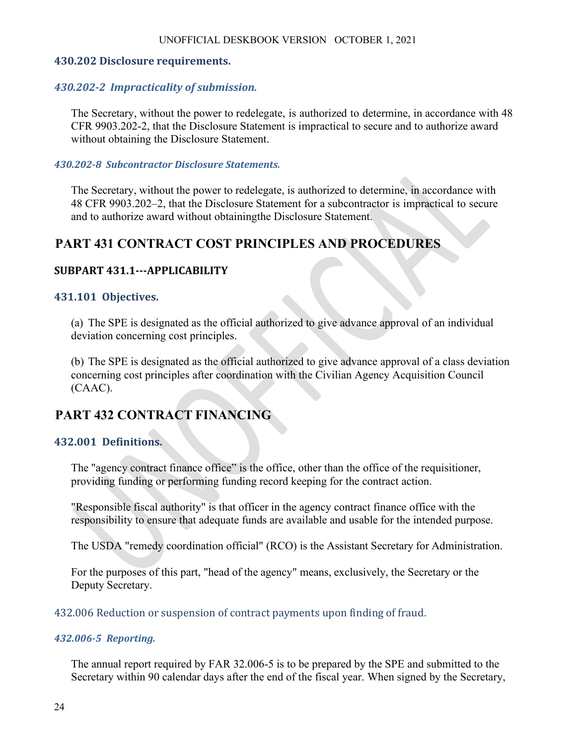### 430.202 Disclosure requirements.

#### *430.202-2 Impracticality of submission.*

The Secretary, without the power to redelegate, is authorized to determine, in accordance with 48 CFR 9903.202-2, that the Disclosure Statement is impractical to secure and to authorize award without obtaining the Disclosure Statement.

#### *430.202-8 Subcontractor Disclosure Statements.*

The Secretary, without the power to redelegate, is authorized to determine, in accordance with 48 CFR 9903.202–2, that the Disclosure Statement for a subcontractor is impractical to secure and to authorize award without obtainingthe Disclosure Statement.

# PART 431 CONTRACT COST PRINCIPLES AND PROCEDURES

## SUBPART 431.1---APPLICABILITY

### 431.101 Objectives.

(a) The SPE is designated as the official authorized to give advance approval of an individual deviation concerning cost principles.

(b) The SPE is designated as the official authorized to give advance approval of a class deviation concerning cost principles after coordination with the Civilian Agency Acquisition Council (CAAC).

# PART 432 CONTRACT FINANCING

### 432.001 Definitions.

The "agency contract finance office" is the office, other than the office of the requisitioner, providing funding or performing funding record keeping for the contract action.

"Responsible fiscal authority" is that officer in the agency contract finance office with the responsibility to ensure that adequate funds are available and usable for the intended purpose.

The USDA "remedy coordination official" (RCO) is the Assistant Secretary for Administration.

For the purposes of this part, "head of the agency" means, exclusively, the Secretary or the Deputy Secretary.

### 432.006 Reduction or suspension of contract payments upon finding of fraud.

#### *432.006-5 Reporting.*

The annual report required by FAR 32.006-5 is to be prepared by the SPE and submitted to the Secretary within 90 calendar days after the end of the fiscal year. When signed by the Secretary,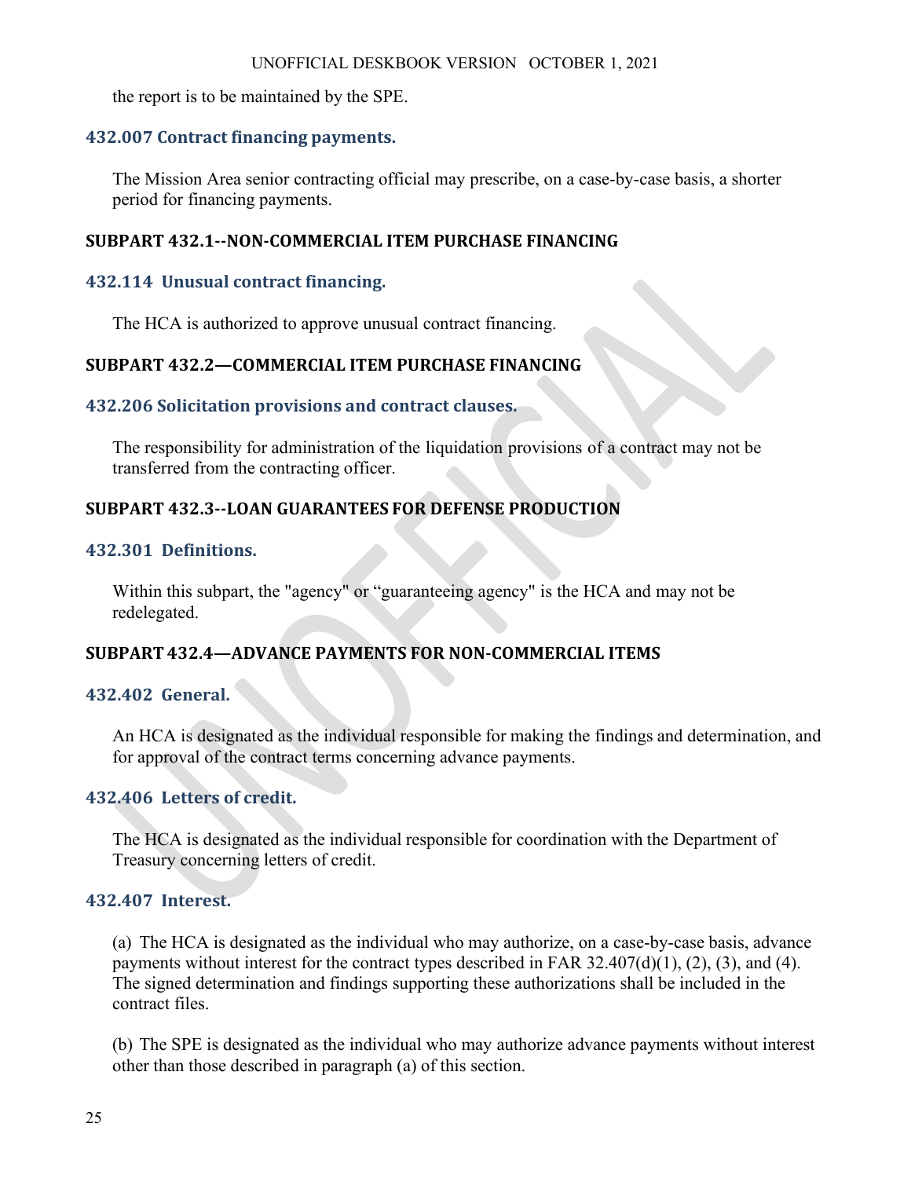the report is to be maintained by the SPE.

### 432.007 Contract financing payments.

The Mission Area senior contracting official may prescribe, on a case-by-case basis, a shorter period for financing payments.

## SUBPART 432.1--NON-COMMERCIAL ITEM PURCHASE FINANCING

### 432.114 Unusual contract financing.

The HCA is authorized to approve unusual contract financing.

## SUBPART 432.2—COMMERCIAL ITEM PURCHASE FINANCING

### 432.206 Solicitation provisions and contract clauses.

The responsibility for administration of the liquidation provisions of a contract may not be transferred from the contracting officer.

## SUBPART 432.3--LOAN GUARANTEES FOR DEFENSE PRODUCTION

### 432.301 Definitions.

Within this subpart, the "agency" or "guaranteeing agency" is the HCA and may not be redelegated.

## SUBPART 432.4—ADVANCE PAYMENTS FOR NON-COMMERCIAL ITEMS

### 432.402 General.

An HCA is designated as the individual responsible for making the findings and determination, and for approval of the contract terms concerning advance payments.

### 432.406 Letters of credit.

The HCA is designated as the individual responsible for coordination with the Department of Treasury concerning letters of credit.

### 432.407 Interest.

(a) The HCA is designated as the individual who may authorize, on a case-by-case basis, advance payments without interest for the contract types described in FAR 32.407(d)(1), (2), (3), and (4). The signed determination and findings supporting these authorizations shall be included in the contract files.

(b) The SPE is designated as the individual who may authorize advance payments without interest other than those described in paragraph (a) of this section.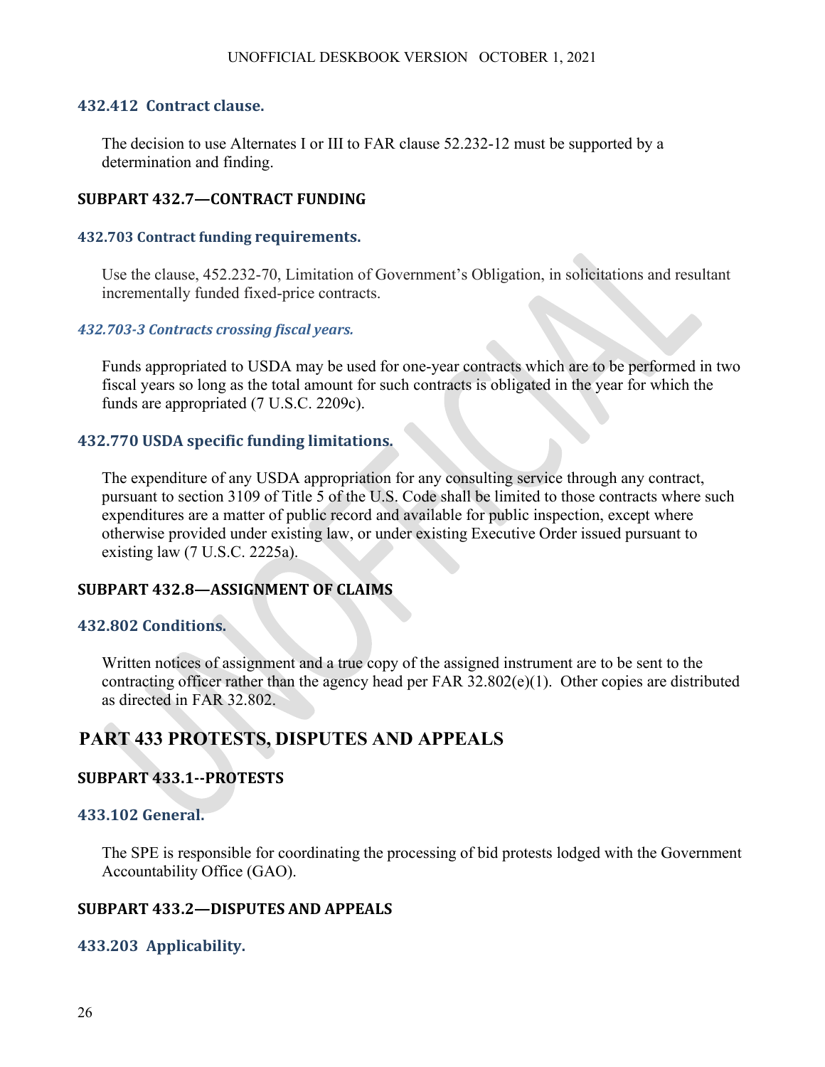### 432.412 Contract clause.

The decision to use Alternates I or III to FAR clause 52.232-12 must be supported by a determination and finding.

## SUBPART 432.7—CONTRACT FUNDING

### 432.703 Contract funding requirements.

Use the clause, 452.232-70, Limitation of Government's Obligation, in solicitations and resultant incrementally funded fixed-price contracts.

#### *432.703-3 Contracts crossing fiscal years.*

Funds appropriated to USDA may be used for one-year contracts which are to be performed in two fiscal years so long as the total amount for such contracts is obligated in the year for which the funds are appropriated (7 U.S.C. 2209c).

### 432.770 USDA specific funding limitations.

The expenditure of any USDA appropriation for any consulting service through any contract, pursuant to section 3109 of Title 5 of the U.S. Code shall be limited to those contracts where such expenditures are a matter of public record and available for public inspection, except where otherwise provided under existing law, or under existing Executive Order issued pursuant to existing law (7 U.S.C. 2225a).

## SUBPART 432.8—ASSIGNMENT OF CLAIMS

### 432.802 Conditions.

Written notices of assignment and a true copy of the assigned instrument are to be sent to the contracting officer rather than the agency head per FAR 32.802(e)(1). Other copies are distributed as directed in FAR 32.802.

# PART 433 PROTESTS, DISPUTES AND APPEALS

## SUBPART 433.1--PROTESTS

### 433.102 General.

The SPE is responsible for coordinating the processing of bid protests lodged with the Government Accountability Office (GAO).

## SUBPART 433.2—DISPUTES AND APPEALS

### 433.203 Applicability.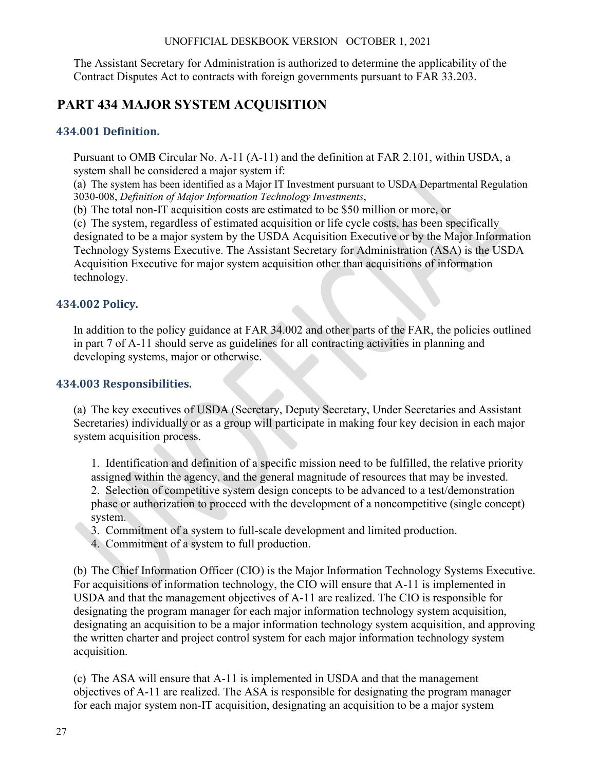The Assistant Secretary for Administration is authorized to determine the applicability of the Contract Disputes Act to contracts with foreign governments pursuant to FAR 33.203.

# PART 434 MAJOR SYSTEM ACQUISITION

## 434.001 Definition.

Pursuant to OMB Circular No. A-11 (A-11) and the definition at FAR 2.101, within USDA, a system shall be considered a major system if:

(a) The system has been identified as a Major IT Investment pursuant to USDA Departmental Regulation 3030-008, *Definition of Major Information Technology Investments*,

(b) The total non-IT acquisition costs are estimated to be $50 million or more, or

(c) The system, regardless of estimated acquisition or life cycle costs, has been specifically designated to be a major system by the USDA Acquisition Executive or by the Major Information Technology Systems Executive. The Assistant Secretary for Administration (ASA) is the USDA Acquisition Executive for major system acquisition other than acquisitions of information technology.

## 434.002 Policy.

In addition to the policy guidance at FAR 34.002 and other parts of the FAR, the policies outlined in part 7 of A-11 should serve as guidelines for all contracting activities in planning and developing systems, major or otherwise.

## 434.003 Responsibilities.

(a) The key executives of USDA (Secretary, Deputy Secretary, Under Secretaries and Assistant Secretaries) individually or as a group will participate in making four key decision in each major system acquisition process.

1. Identification and definition of a specific mission need to be fulfilled, the relative priority assigned within the agency, and the general magnitude of resources that may be invested.
2. Selection of competitive system design concepts to be advanced to a test/demonstration phase or authorization to proceed with the development of a noncompetitive (single concept) system.
3. Commitment of a system to full-scale development and limited production.
4. Commitment of a system to full production.

(b) The Chief Information Officer (CIO) is the Major Information Technology Systems Executive. For acquisitions of information technology, the CIO will ensure that A-11 is implemented in USDA and that the management objectives of A-11 are realized. The CIO is responsible for designating the program manager for each major information technology system acquisition, designating an acquisition to be a major information technology system acquisition, and approving the written charter and project control system for each major information technology system acquisition.

(c) The ASA will ensure that A-11 is implemented in USDA and that the management objectives of A-11 are realized. The ASA is responsible for designating the program manager for each major system non-IT acquisition, designating an acquisition to be a major system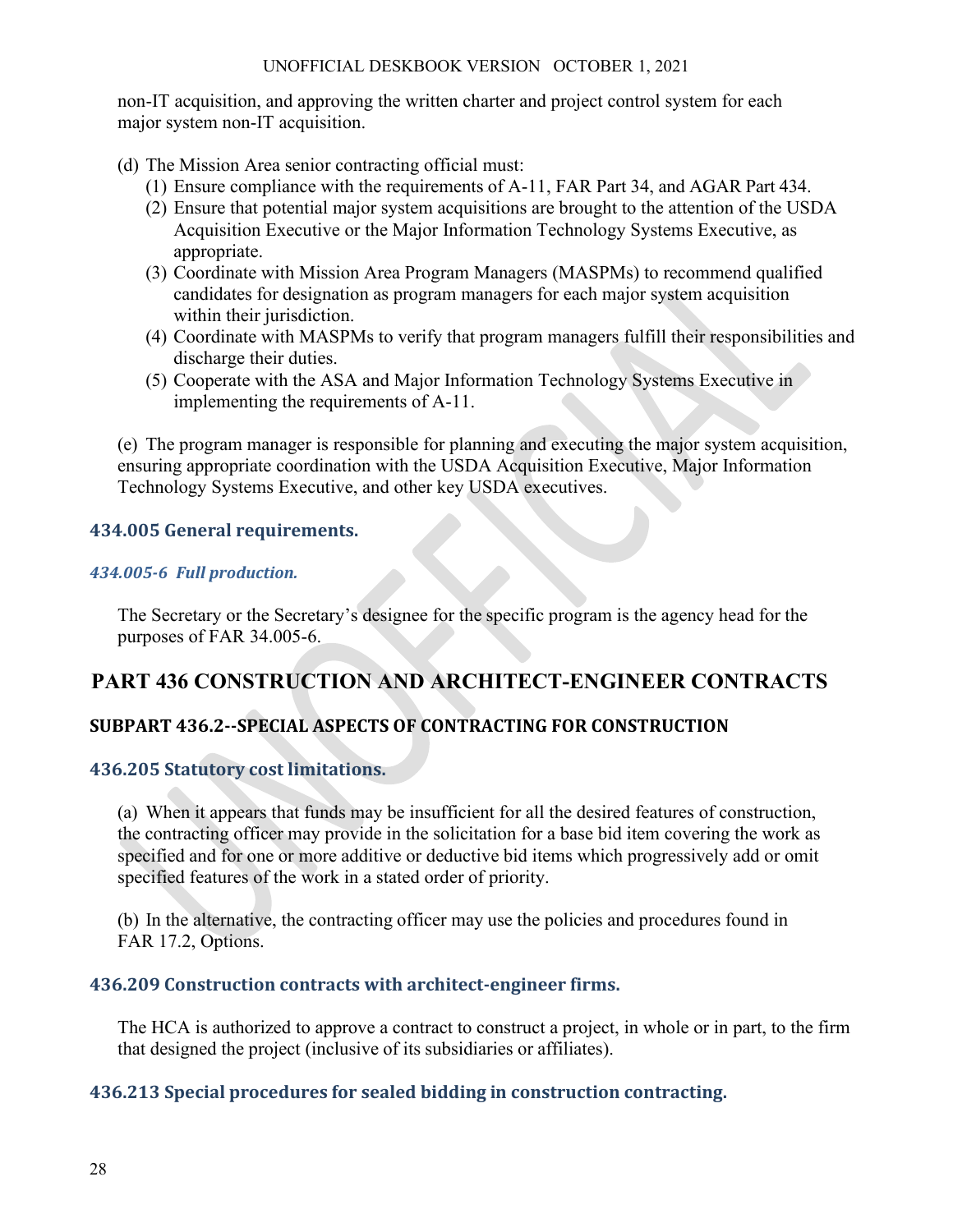non-IT acquisition, and approving the written charter and project control system for each major system non-IT acquisition.

(d) The Mission Area senior contracting official must:

(1) Ensure compliance with the requirements of A-11, FAR Part 34, and AGAR Part 434.

(2) Ensure that potential major system acquisitions are brought to the attention of the USDA Acquisition Executive or the Major Information Technology Systems Executive, as appropriate.

(3) Coordinate with Mission Area Program Managers (MASPMs) to recommend qualified candidates for designation as program managers for each major system acquisition within their jurisdiction.

(4) Coordinate with MASPMs to verify that program managers fulfill their responsibilities and discharge their duties.

(5) Cooperate with the ASA and Major Information Technology Systems Executive in implementing the requirements of A-11.

(e) The program manager is responsible for planning and executing the major system acquisition, ensuring appropriate coordination with the USDA Acquisition Executive, Major Information Technology Systems Executive, and other key USDA executives.

### 434.005 General requirements.

#### *434.005-6 Full production.*

The Secretary or the Secretary's designee for the specific program is the agency head for the purposes of FAR 34.005-6.

# PART 436 CONSTRUCTION AND ARCHITECT-ENGINEER CONTRACTS

## SUBPART 436.2--SPECIAL ASPECTS OF CONTRACTING FOR CONSTRUCTION

### 436.205 Statutory cost limitations.

(a) When it appears that funds may be insufficient for all the desired features of construction, the contracting officer may provide in the solicitation for a base bid item covering the work as specified and for one or more additive or deductive bid items which progressively add or omit specified features of the work in a stated order of priority.

(b) In the alternative, the contracting officer may use the policies and procedures found in FAR 17.2, Options.

### 436.209 Construction contracts with architect-engineer firms.

The HCA is authorized to approve a contract to construct a project, in whole or in part, to the firm that designed the project (inclusive of its subsidiaries or affiliates).

### 436.213 Special procedures for sealed bidding in construction contracting.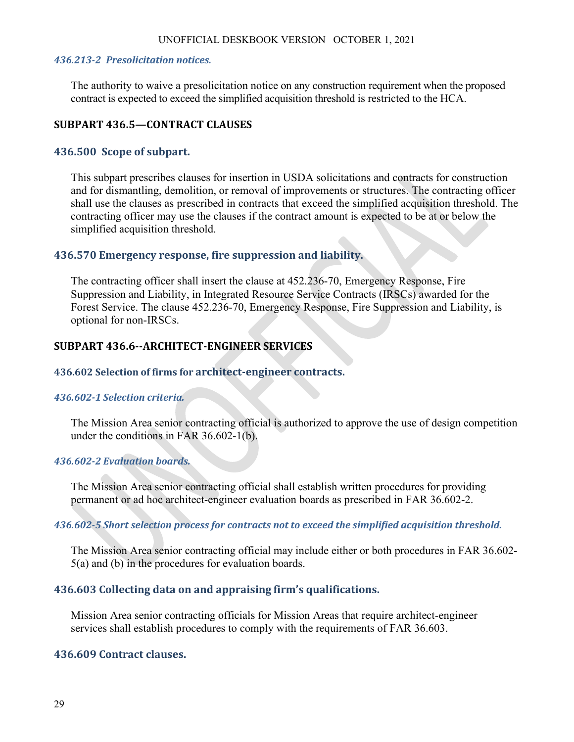*436.213-2 Presolicitation notices.*

The authority to waive a presolicitation notice on any construction requirement when the proposed contract is expected to exceed the simplified acquisition threshold is restricted to the HCA.

## SUBPART 436.5—CONTRACT CLAUSES

### 436.500 Scope of subpart.

This subpart prescribes clauses for insertion in USDA solicitations and contracts for construction and for dismantling, demolition, or removal of improvements or structures. The contracting officer shall use the clauses as prescribed in contracts that exceed the simplified acquisition threshold. The contracting officer may use the clauses if the contract amount is expected to be at or below the simplified acquisition threshold.

### 436.570 Emergency response, fire suppression and liability.

The contracting officer shall insert the clause at 452.236-70, Emergency Response, Fire Suppression and Liability, in Integrated Resource Service Contracts (IRSCs) awarded for the Forest Service. The clause 452.236-70, Emergency Response, Fire Suppression and Liability, is optional for non-IRSCs.

## SUBPART 436.6--ARCHITECT-ENGINEER SERVICES

### 436.602 Selection of firms for architect-engineer contracts.

*436.602-1 Selection criteria.*

The Mission Area senior contracting official is authorized to approve the use of design competition under the conditions in FAR 36.602-1(b).

*436.602-2 Evaluation boards.*

The Mission Area senior contracting official shall establish written procedures for providing permanent or ad hoc architect-engineer evaluation boards as prescribed in FAR 36.602-2.

*436.602-5 Short selection process for contracts not to exceed the simplified acquisition threshold.*

The Mission Area senior contracting official may include either or both procedures in FAR 36.602-5(a) and (b) in the procedures for evaluation boards.

### 436.603 Collecting data on and appraising firm's qualifications.

Mission Area senior contracting officials for Mission Areas that require architect-engineer services shall establish procedures to comply with the requirements of FAR 36.603.

### 436.609 Contract clauses.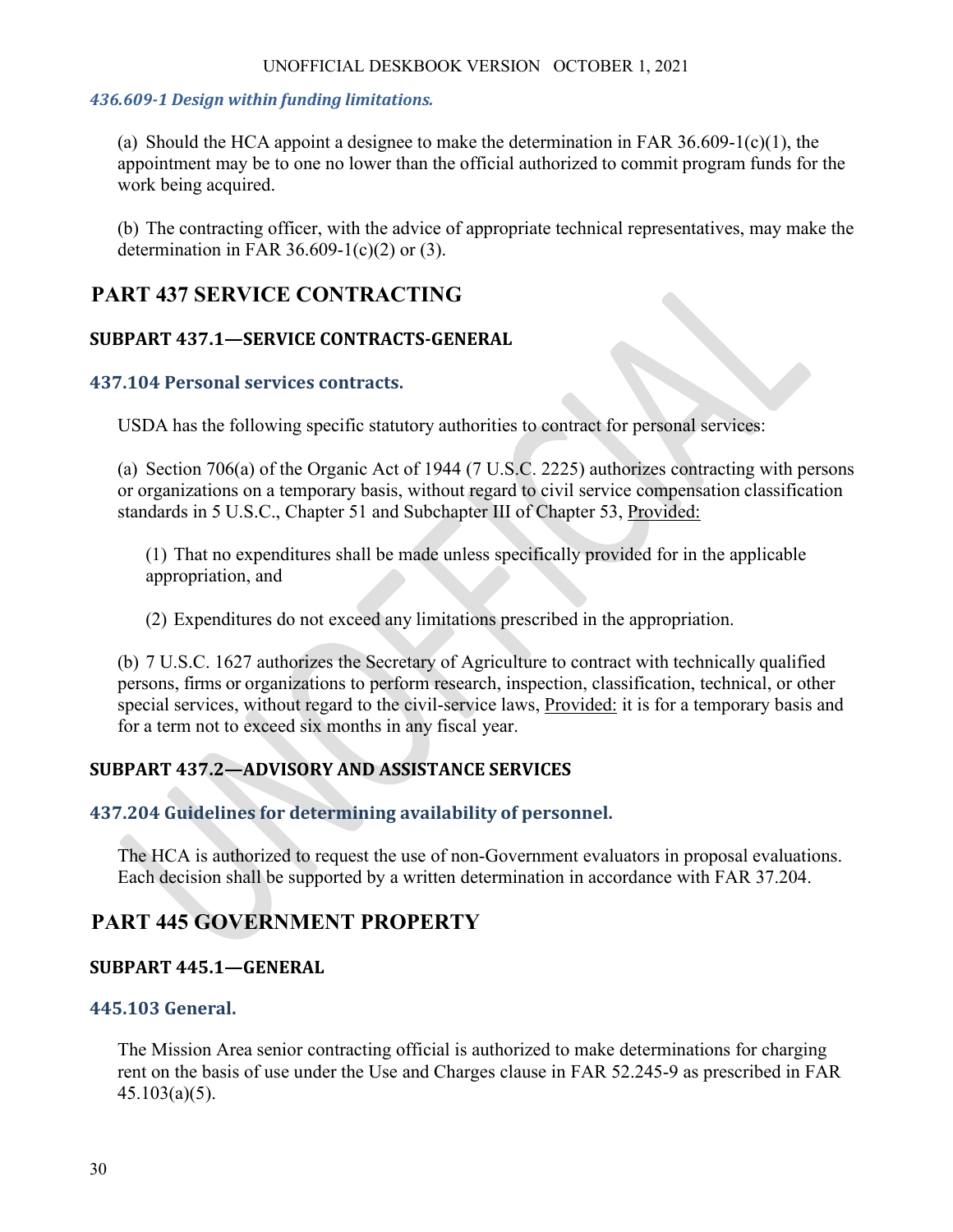### *436.609-1 Design within funding limitations.*

(a) Should the HCA appoint a designee to make the determination in FAR 36.609-1(c)(1), the appointment may be to one no lower than the official authorized to commit program funds for the work being acquired.

(b) The contracting officer, with the advice of appropriate technical representatives, may make the determination in FAR 36.609-1(c)(2) or (3).

# PART 437 SERVICE CONTRACTING

## SUBPART 437.1—SERVICE CONTRACTS-GENERAL

### 437.104 Personal services contracts.

USDA has the following specific statutory authorities to contract for personal services:

(a) Section 706(a) of the Organic Act of 1944 (7 U.S.C. 2225) authorizes contracting with persons or organizations on a temporary basis, without regard to civil service compensation classification standards in 5 U.S.C., Chapter 51 and Subchapter III of Chapter 53, Provided:

(1) That no expenditures shall be made unless specifically provided for in the applicable appropriation, and

(2) Expenditures do not exceed any limitations prescribed in the appropriation.

(b) 7 U.S.C. 1627 authorizes the Secretary of Agriculture to contract with technically qualified persons, firms or organizations to perform research, inspection, classification, technical, or other special services, without regard to the civil-service laws, Provided: it is for a temporary basis and for a term not to exceed six months in any fiscal year.

## SUBPART 437.2—ADVISORY AND ASSISTANCE SERVICES

### 437.204 Guidelines for determining availability of personnel.

The HCA is authorized to request the use of non-Government evaluators in proposal evaluations. Each decision shall be supported by a written determination in accordance with FAR 37.204.

# PART 445 GOVERNMENT PROPERTY

## SUBPART 445.1—GENERAL

### 445.103 General.

The Mission Area senior contracting official is authorized to make determinations for charging rent on the basis of use under the Use and Charges clause in FAR 52.245-9 as prescribed in FAR 45.103(a)(5).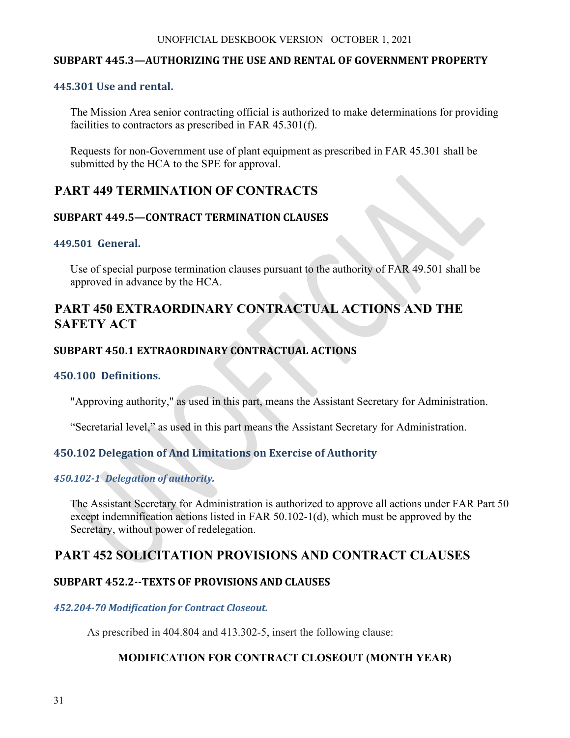### SUBPART 445.3—AUTHORIZING THE USE AND RENTAL OF GOVERNMENT PROPERTY

#### 445.301 Use and rental.

The Mission Area senior contracting official is authorized to make determinations for providing facilities to contractors as prescribed in FAR 45.301(f).

Requests for non-Government use of plant equipment as prescribed in FAR 45.301 shall be submitted by the HCA to the SPE for approval.

## PART 449 TERMINATION OF CONTRACTS

### SUBPART 449.5—CONTRACT TERMINATION CLAUSES

#### 449.501 General.

Use of special purpose termination clauses pursuant to the authority of FAR 49.501 shall be approved in advance by the HCA.

## PART 450 EXTRAORDINARY CONTRACTUAL ACTIONS AND THE SAFETY ACT

### SUBPART 450.1 EXTRAORDINARY CONTRACTUAL ACTIONS

#### 450.100 Definitions.

"Approving authority," as used in this part, means the Assistant Secretary for Administration.

“Secretarial level,” as used in this part means the Assistant Secretary for Administration.

#### 450.102 Delegation of And Limitations on Exercise of Authority

##### *450.102-1 Delegation of authority.*

The Assistant Secretary for Administration is authorized to approve all actions under FAR Part 50 except indemnification actions listed in FAR 50.102-1(d), which must be approved by the Secretary, without power of redelegation.

## PART 452 SOLICITATION PROVISIONS AND CONTRACT CLAUSES

### SUBPART 452.2--TEXTS OF PROVISIONS AND CLAUSES

##### *452.204-70 Modification for Contract Closeout.*

As prescribed in 404.804 and 413.302-5, insert the following clause:

**MODIFICATION FOR CONTRACT CLOSEOUT (MONTH YEAR)**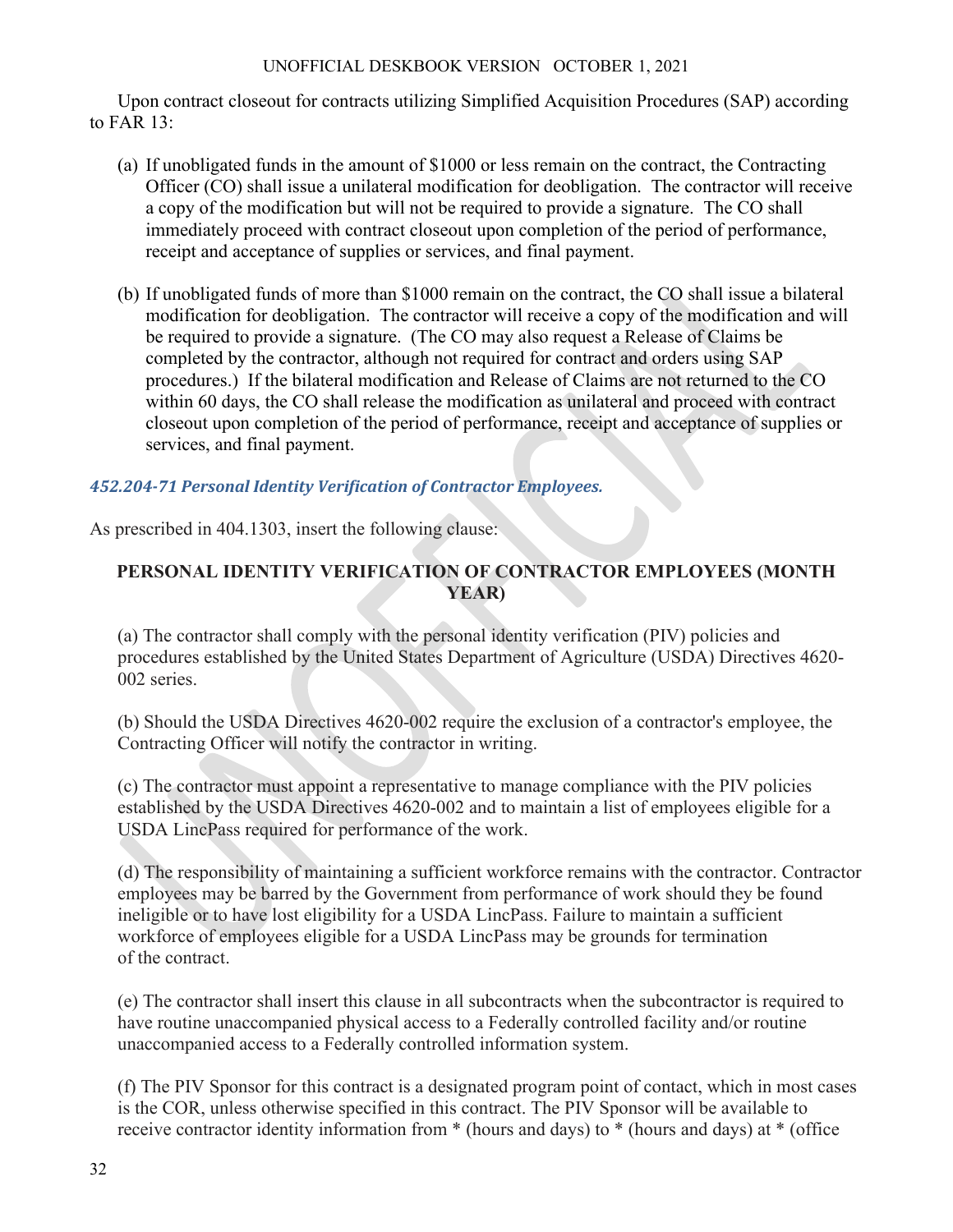Upon contract closeout for contracts utilizing Simplified Acquisition Procedures (SAP) according to FAR 13:

(a) If unobligated funds in the amount of $1000 or less remain on the contract, the Contracting Officer (CO) shall issue a unilateral modification for deobligation. The contractor will receive a copy of the modification but will not be required to provide a signature. The CO shall immediately proceed with contract closeout upon completion of the period of performance, receipt and acceptance of supplies or services, and final payment.

(b) If unobligated funds of more than $1000 remain on the contract, the CO shall issue a bilateral modification for deobligation. The contractor will receive a copy of the modification and will be required to provide a signature. (The CO may also request a Release of Claims be completed by the contractor, although not required for contract and orders using SAP procedures.) If the bilateral modification and Release of Claims are not returned to the CO within 60 days, the CO shall release the modification as unilateral and proceed with contract closeout upon completion of the period of performance, receipt and acceptance of supplies or services, and final payment.

### *452.204-71 Personal Identity Verification of Contractor Employees.*

As prescribed in 404.1303, insert the following clause:

**PERSONAL IDENTITY VERIFICATION OF CONTRACTOR EMPLOYEES (MONTH YEAR)**

(a) The contractor shall comply with the personal identity verification (PIV) policies and procedures established by the United States Department of Agriculture (USDA) Directives 4620-002 series.

(b) Should the USDA Directives 4620-002 require the exclusion of a contractor's employee, the Contracting Officer will notify the contractor in writing.

(c) The contractor must appoint a representative to manage compliance with the PIV policies established by the USDA Directives 4620-002 and to maintain a list of employees eligible for a USDA LincPass required for performance of the work.

(d) The responsibility of maintaining a sufficient workforce remains with the contractor. Contractor employees may be barred by the Government from performance of work should they be found ineligible or to have lost eligibility for a USDA LincPass. Failure to maintain a sufficient workforce of employees eligible for a USDA LincPass may be grounds for termination of the contract.

(e) The contractor shall insert this clause in all subcontracts when the subcontractor is required to have routine unaccompanied physical access to a Federally controlled facility and/or routine unaccompanied access to a Federally controlled information system.

(f) The PIV Sponsor for this contract is a designated program point of contact, which in most cases is the COR, unless otherwise specified in this contract. The PIV Sponsor will be available to receive contractor identity information from * (hours and days) to * (hours and days) at * (office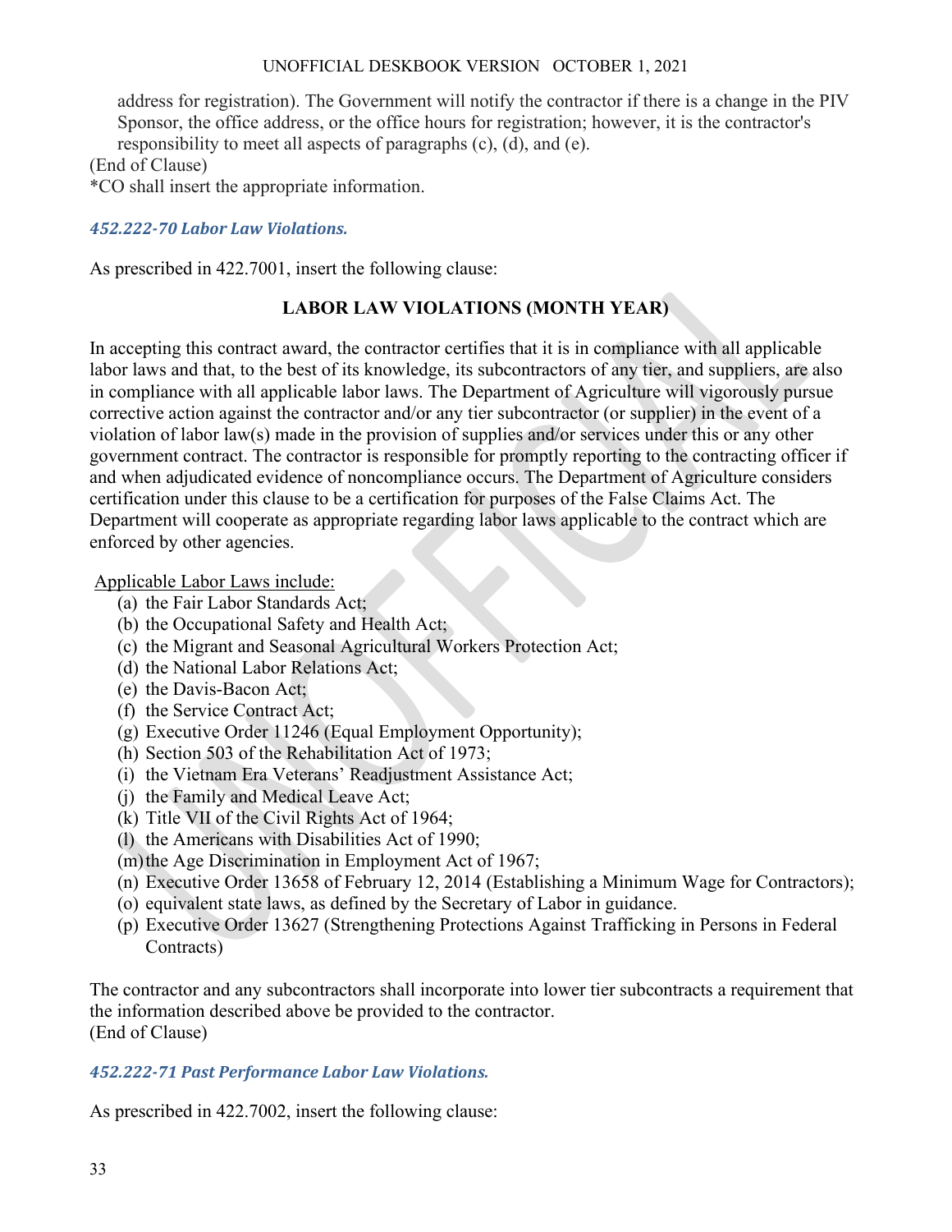address for registration). The Government will notify the contractor if there is a change in the PIV Sponsor, the office address, or the office hours for registration; however, it is the contractor's responsibility to meet all aspects of paragraphs (c), (d), and (e).

(End of Clause)

*CO shall insert the appropriate information.

### *452.222-70 Labor Law Violations.*

As prescribed in 422.7001, insert the following clause:

**LABOR LAW VIOLATIONS (MONTH YEAR)**

In accepting this contract award, the contractor certifies that it is in compliance with all applicable labor laws and that, to the best of its knowledge, its subcontractors of any tier, and suppliers, are also in compliance with all applicable labor laws. The Department of Agriculture will vigorously pursue corrective action against the contractor and/or any tier subcontractor (or supplier) in the event of a violation of labor law(s) made in the provision of supplies and/or services under this or any other government contract. The contractor is responsible for promptly reporting to the contracting officer if and when adjudicated evidence of noncompliance occurs. The Department of Agriculture considers certification under this clause to be a certification for purposes of the False Claims Act. The Department will cooperate as appropriate regarding labor laws applicable to the contract which are enforced by other agencies.

Applicable Labor Laws include:

(a) the Fair Labor Standards Act;
(b) the Occupational Safety and Health Act;
(c) the Migrant and Seasonal Agricultural Workers Protection Act;
(d) the National Labor Relations Act;
(e) the Davis-Bacon Act;
(f) the Service Contract Act;
(g) Executive Order 11246 (Equal Employment Opportunity);
(h) Section 503 of the Rehabilitation Act of 1973;
(i) the Vietnam Era Veterans' Readjustment Assistance Act;
(j) the Family and Medical Leave Act;
(k) Title VII of the Civil Rights Act of 1964;
(l) the Americans with Disabilities Act of 1990;
(m) the Age Discrimination in Employment Act of 1967;
(n) Executive Order 13658 of February 12, 2014 (Establishing a Minimum Wage for Contractors);
(o) equivalent state laws, as defined by the Secretary of Labor in guidance.
(p) Executive Order 13627 (Strengthening Protections Against Trafficking in Persons in Federal Contracts)

The contractor and any subcontractors shall incorporate into lower tier subcontracts a requirement that the information described above be provided to the contractor.

(End of Clause)

### *452.222-71 Past Performance Labor Law Violations.*

As prescribed in 422.7002, insert the following clause: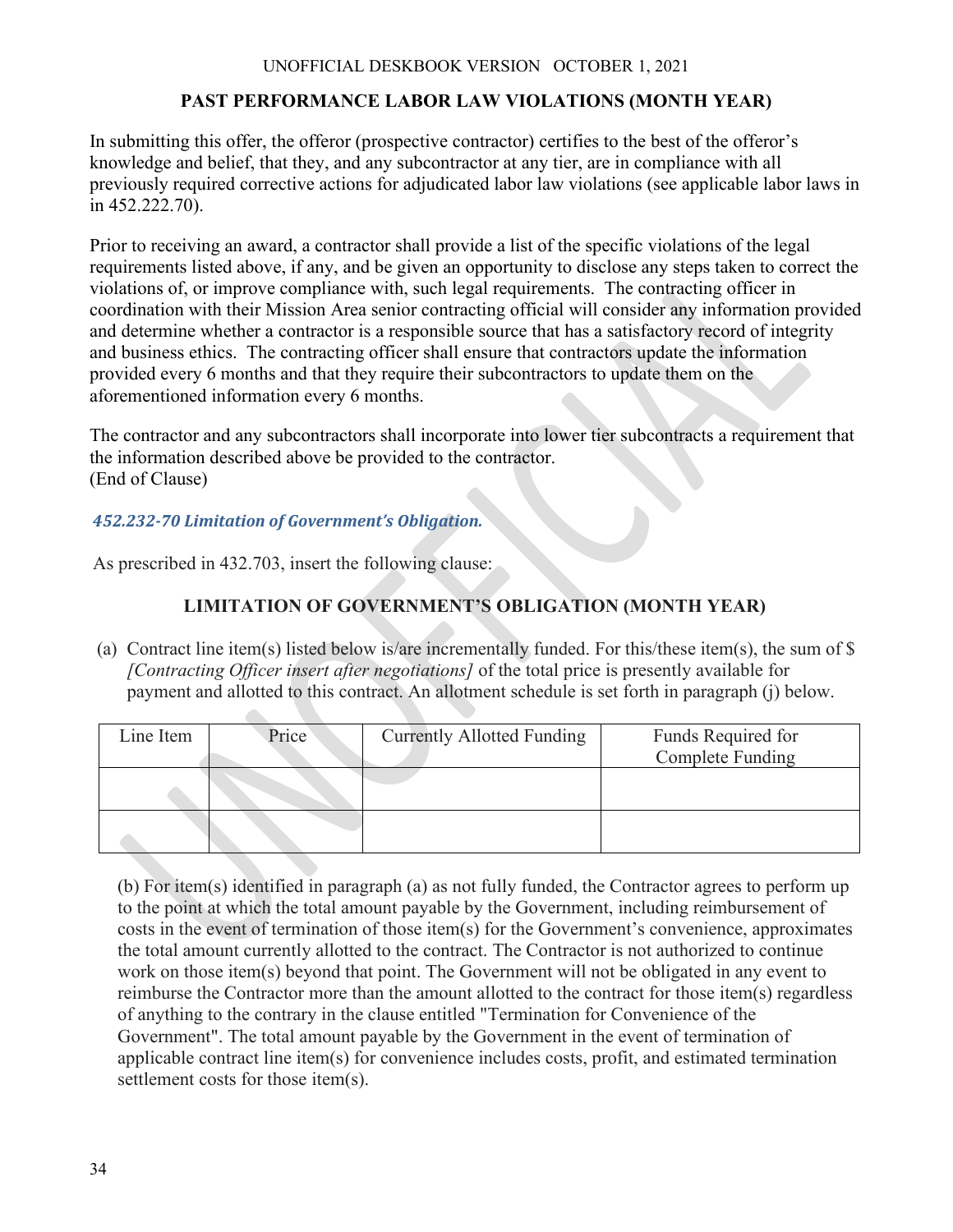**PAST PERFORMANCE LABOR LAW VIOLATIONS (MONTH YEAR)**

In submitting this offer, the offeror (prospective contractor) certifies to the best of the offeror's knowledge and belief, that they, and any subcontractor at any tier, are in compliance with all previously required corrective actions for adjudicated labor law violations (see applicable labor laws in in 452.222.70).

Prior to receiving an award, a contractor shall provide a list of the specific violations of the legal requirements listed above, if any, and be given an opportunity to disclose any steps taken to correct the violations of, or improve compliance with, such legal requirements. The contracting officer in coordination with their Mission Area senior contracting official will consider any information provided and determine whether a contractor is a responsible source that has a satisfactory record of integrity and business ethics. The contracting officer shall ensure that contractors update the information provided every 6 months and that they require their subcontractors to update them on the aforementioned information every 6 months.

The contractor and any subcontractors shall incorporate into lower tier subcontracts a requirement that the information described above be provided to the contractor.
(End of Clause)

### *452.232-70 Limitation of Government's Obligation.*

As prescribed in 432.703, insert the following clause:

**LIMITATION OF GOVERNMENT'S OBLIGATION (MONTH YEAR)**

(a) Contract line item(s) listed below is/are incrementally funded. For this/these item(s), the sum of $ *[Contracting Officer insert after negotiations]* of the total price is presently available for payment and allotted to this contract. An allotment schedule is set forth in paragraph (j) below.

| Line Item | Price | Currently Allotted Funding | Funds Required for Complete Funding |
|---|---|---|---|
| | | | |
| | | | |

(b) For item(s) identified in paragraph (a) as not fully funded, the Contractor agrees to perform up to the point at which the total amount payable by the Government, including reimbursement of costs in the event of termination of those item(s) for the Government's convenience, approximates the total amount currently allotted to the contract. The Contractor is not authorized to continue work on those item(s) beyond that point. The Government will not be obligated in any event to reimburse the Contractor more than the amount allotted to the contract for those item(s) regardless of anything to the contrary in the clause entitled "Termination for Convenience of the Government". The total amount payable by the Government in the event of termination of applicable contract line item(s) for convenience includes costs, profit, and estimated termination settlement costs for those item(s).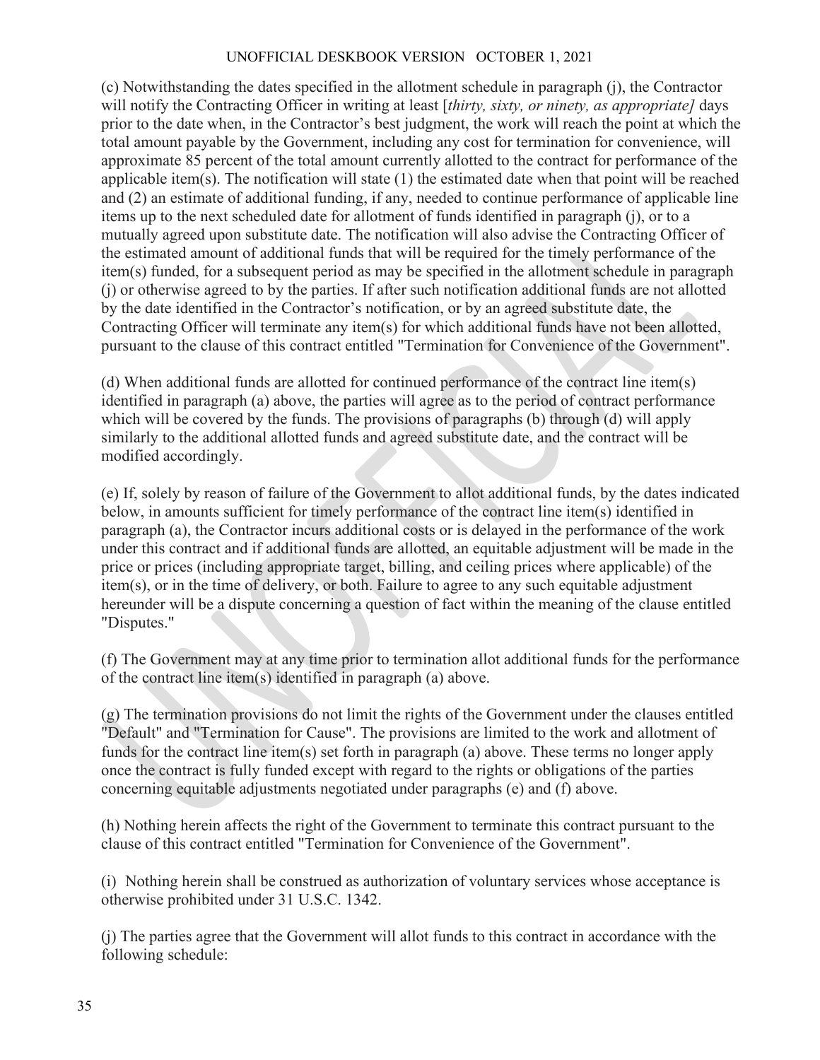(c) Notwithstanding the dates specified in the allotment schedule in paragraph (j), the Contractor will notify the Contracting Officer in writing at least [*thirty, sixty, or ninety, as appropriate]* days prior to the date when, in the Contractor's best judgment, the work will reach the point at which the total amount payable by the Government, including any cost for termination for convenience, will approximate 85 percent of the total amount currently allotted to the contract for performance of the applicable item(s). The notification will state (1) the estimated date when that point will be reached and (2) an estimate of additional funding, if any, needed to continue performance of applicable line items up to the next scheduled date for allotment of funds identified in paragraph (j), or to a mutually agreed upon substitute date. The notification will also advise the Contracting Officer of the estimated amount of additional funds that will be required for the timely performance of the item(s) funded, for a subsequent period as may be specified in the allotment schedule in paragraph (j) or otherwise agreed to by the parties. If after such notification additional funds are not allotted by the date identified in the Contractor's notification, or by an agreed substitute date, the Contracting Officer will terminate any item(s) for which additional funds have not been allotted, pursuant to the clause of this contract entitled "Termination for Convenience of the Government".

(d) When additional funds are allotted for continued performance of the contract line item(s) identified in paragraph (a) above, the parties will agree as to the period of contract performance which will be covered by the funds. The provisions of paragraphs (b) through (d) will apply similarly to the additional allotted funds and agreed substitute date, and the contract will be modified accordingly.

(e) If, solely by reason of failure of the Government to allot additional funds, by the dates indicated below, in amounts sufficient for timely performance of the contract line item(s) identified in paragraph (a), the Contractor incurs additional costs or is delayed in the performance of the work under this contract and if additional funds are allotted, an equitable adjustment will be made in the price or prices (including appropriate target, billing, and ceiling prices where applicable) of the item(s), or in the time of delivery, or both. Failure to agree to any such equitable adjustment hereunder will be a dispute concerning a question of fact within the meaning of the clause entitled "Disputes."

(f) The Government may at any time prior to termination allot additional funds for the performance of the contract line item(s) identified in paragraph (a) above.

(g) The termination provisions do not limit the rights of the Government under the clauses entitled "Default" and "Termination for Cause". The provisions are limited to the work and allotment of funds for the contract line item(s) set forth in paragraph (a) above. These terms no longer apply once the contract is fully funded except with regard to the rights or obligations of the parties concerning equitable adjustments negotiated under paragraphs (e) and (f) above.

(h) Nothing herein affects the right of the Government to terminate this contract pursuant to the clause of this contract entitled "Termination for Convenience of the Government".

(i) Nothing herein shall be construed as authorization of voluntary services whose acceptance is otherwise prohibited under 31 U.S.C. 1342.

(j) The parties agree that the Government will allot funds to this contract in accordance with the following schedule: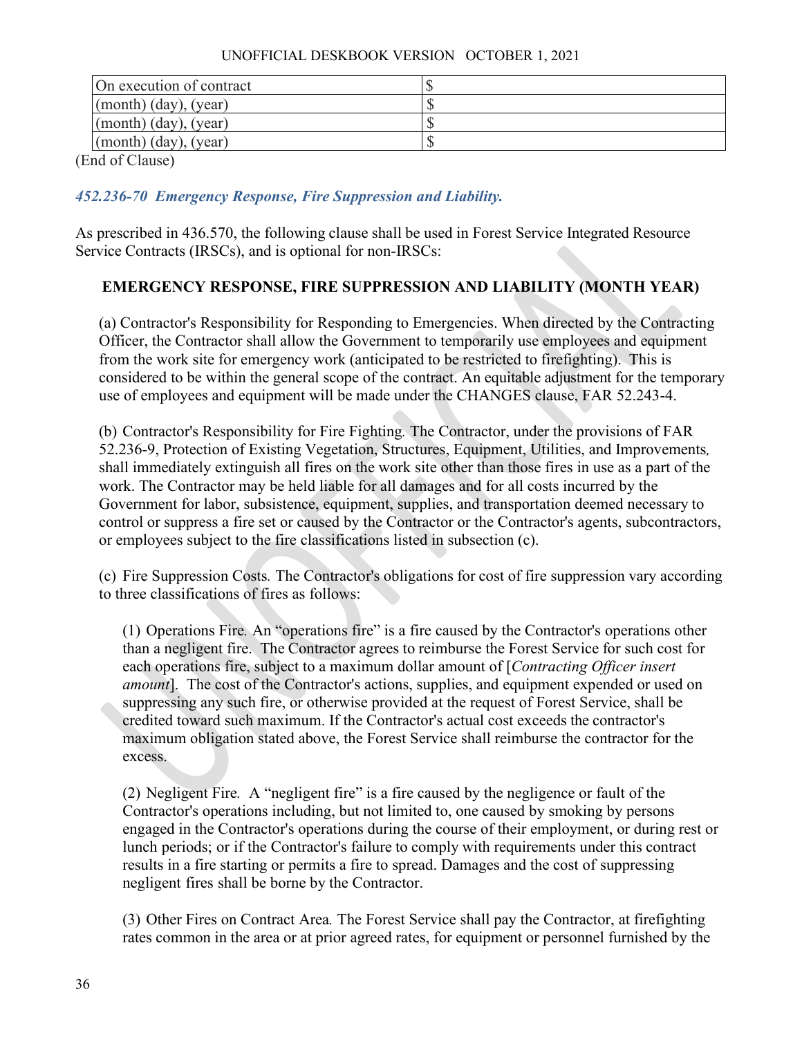| On execution of contract | $ |
|---|---|
| (month) (day), (year) | $ |
| (month) (day), (year) | $ |
| (month) (day), (year) | $ |

(End of Clause)

### *452.236-70 Emergency Response, Fire Suppression and Liability.*

As prescribed in 436.570, the following clause shall be used in Forest Service Integrated Resource Service Contracts (IRSCs), and is optional for non-IRSCs:

**EMERGENCY RESPONSE, FIRE SUPPRESSION AND LIABILITY (MONTH YEAR)**

(a) Contractor's Responsibility for Responding to Emergencies. When directed by the Contracting Officer, the Contractor shall allow the Government to temporarily use employees and equipment from the work site for emergency work (anticipated to be restricted to firefighting). This is considered to be within the general scope of the contract. An equitable adjustment for the temporary use of employees and equipment will be made under the CHANGES clause, FAR 52.243-4.

(b) Contractor's Responsibility for Fire Fighting. The Contractor, under the provisions of FAR 52.236-9, Protection of Existing Vegetation, Structures, Equipment, Utilities, and Improvements, shall immediately extinguish all fires on the work site other than those fires in use as a part of the work. The Contractor may be held liable for all damages and for all costs incurred by the Government for labor, subsistence, equipment, supplies, and transportation deemed necessary to control or suppress a fire set or caused by the Contractor or the Contractor's agents, subcontractors, or employees subject to the fire classifications listed in subsection (c).

(c) Fire Suppression Costs. The Contractor's obligations for cost of fire suppression vary according to three classifications of fires as follows:

(1) Operations Fire. An "operations fire" is a fire caused by the Contractor's operations other than a negligent fire. The Contractor agrees to reimburse the Forest Service for such cost for each operations fire, subject to a maximum dollar amount of [*Contracting Officer insert amount*]. The cost of the Contractor's actions, supplies, and equipment expended or used on suppressing any such fire, or otherwise provided at the request of Forest Service, shall be credited toward such maximum. If the Contractor's actual cost exceeds the contractor's maximum obligation stated above, the Forest Service shall reimburse the contractor for the excess.

(2) Negligent Fire. A "negligent fire" is a fire caused by the negligence or fault of the Contractor's operations including, but not limited to, one caused by smoking by persons engaged in the Contractor's operations during the course of their employment, or during rest or lunch periods; or if the Contractor's failure to comply with requirements under this contract results in a fire starting or permits a fire to spread. Damages and the cost of suppressing negligent fires shall be borne by the Contractor.

(3) Other Fires on Contract Area. The Forest Service shall pay the Contractor, at firefighting rates common in the area or at prior agreed rates, for equipment or personnel furnished by the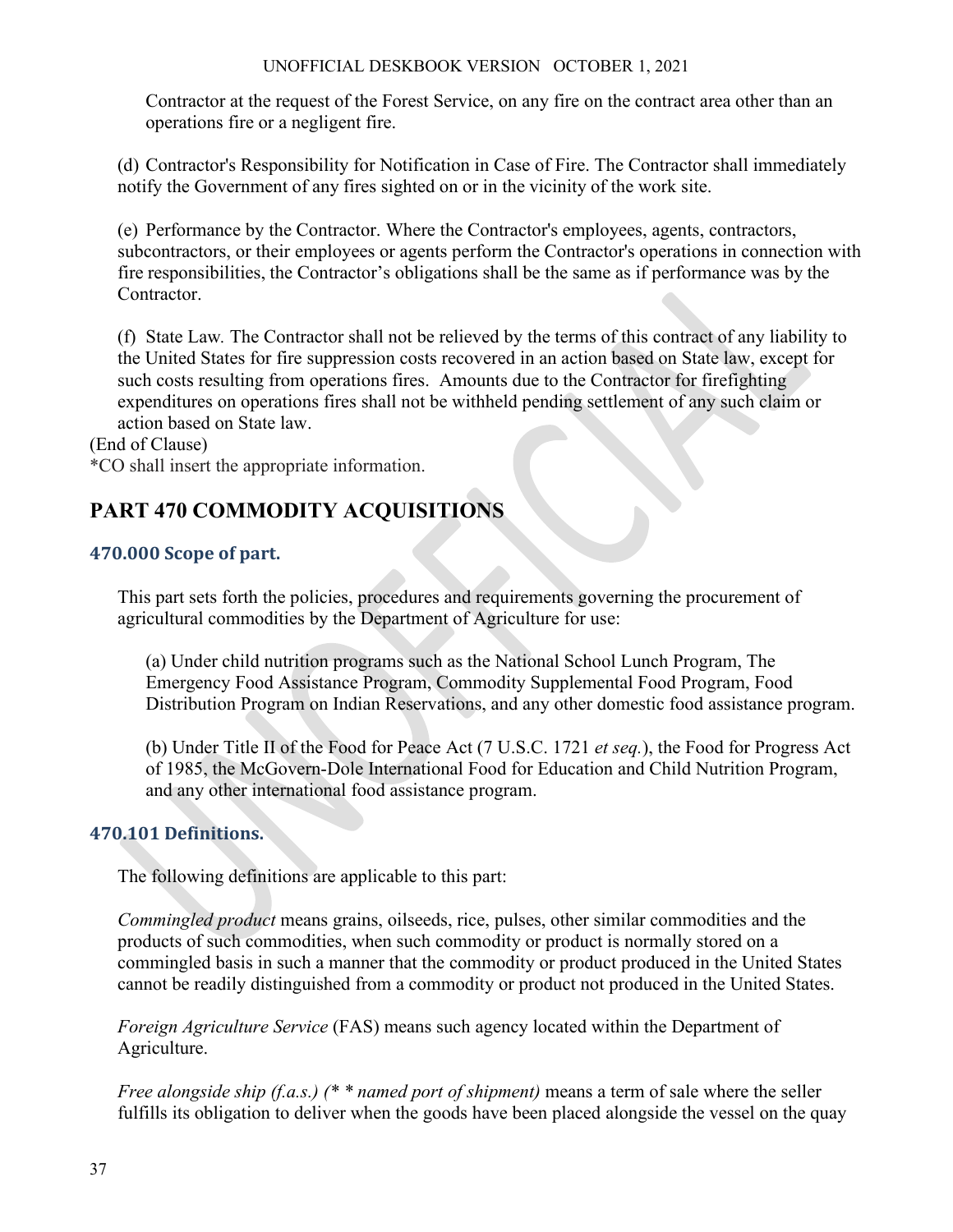Contractor at the request of the Forest Service, on any fire on the contract area other than an operations fire or a negligent fire.

(d) Contractor's Responsibility for Notification in Case of Fire. The Contractor shall immediately notify the Government of any fires sighted on or in the vicinity of the work site.

(e) Performance by the Contractor. Where the Contractor's employees, agents, contractors, subcontractors, or their employees or agents perform the Contractor's operations in connection with fire responsibilities, the Contractor's obligations shall be the same as if performance was by the Contractor.

(f) State Law. The Contractor shall not be relieved by the terms of this contract of any liability to the United States for fire suppression costs recovered in an action based on State law, except for such costs resulting from operations fires. Amounts due to the Contractor for firefighting expenditures on operations fires shall not be withheld pending settlement of any such claim or action based on State law.

(End of Clause)

*CO shall insert the appropriate information.

# PART 470 COMMODITY ACQUISITIONS

## 470.000 Scope of part.

This part sets forth the policies, procedures and requirements governing the procurement of agricultural commodities by the Department of Agriculture for use:

(a) Under child nutrition programs such as the National School Lunch Program, The Emergency Food Assistance Program, Commodity Supplemental Food Program, Food Distribution Program on Indian Reservations, and any other domestic food assistance program.

(b) Under Title II of the Food for Peace Act (7 U.S.C. 1721 *et seq.*), the Food for Progress Act of 1985, the McGovern-Dole International Food for Education and Child Nutrition Program, and any other international food assistance program.

## 470.101 Definitions.

The following definitions are applicable to this part:

*Commingled product* means grains, oilseeds, rice, pulses, other similar commodities and the products of such commodities, when such commodity or product is normally stored on a commingled basis in such a manner that the commodity or product produced in the United States cannot be readily distinguished from a commodity or product not produced in the United States.

*Foreign Agriculture Service* (FAS) means such agency located within the Department of Agriculture.

*Free alongside ship (f.a.s.) (* * named port of shipment)* means a term of sale where the seller fulfills its obligation to deliver when the goods have been placed alongside the vessel on the quay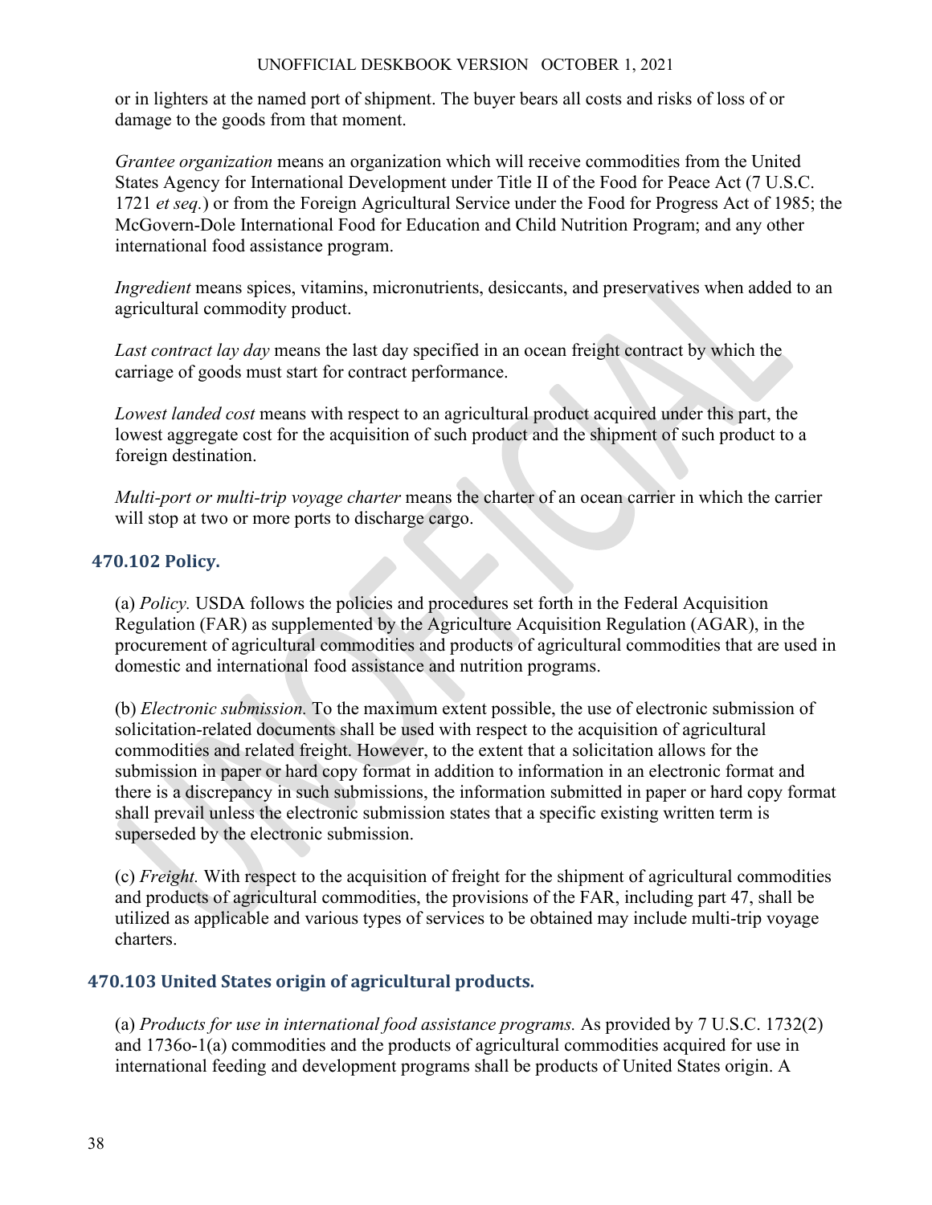or in lighters at the named port of shipment. The buyer bears all costs and risks of loss of or damage to the goods from that moment.

*Grantee organization* means an organization which will receive commodities from the United States Agency for International Development under Title II of the Food for Peace Act (7 U.S.C. 1721 *et seq.*) or from the Foreign Agricultural Service under the Food for Progress Act of 1985; the McGovern-Dole International Food for Education and Child Nutrition Program; and any other international food assistance program.

*Ingredient* means spices, vitamins, micronutrients, desiccants, and preservatives when added to an agricultural commodity product.

*Last contract lay day* means the last day specified in an ocean freight contract by which the carriage of goods must start for contract performance.

*Lowest landed cost* means with respect to an agricultural product acquired under this part, the lowest aggregate cost for the acquisition of such product and the shipment of such product to a foreign destination.

*Multi-port or multi-trip voyage charter* means the charter of an ocean carrier in which the carrier will stop at two or more ports to discharge cargo.

### 470.102 Policy.

(a) *Policy.* USDA follows the policies and procedures set forth in the Federal Acquisition Regulation (FAR) as supplemented by the Agriculture Acquisition Regulation (AGAR), in the procurement of agricultural commodities and products of agricultural commodities that are used in domestic and international food assistance and nutrition programs.

(b) *Electronic submission.* To the maximum extent possible, the use of electronic submission of solicitation-related documents shall be used with respect to the acquisition of agricultural commodities and related freight. However, to the extent that a solicitation allows for the submission in paper or hard copy format in addition to information in an electronic format and there is a discrepancy in such submissions, the information submitted in paper or hard copy format shall prevail unless the electronic submission states that a specific existing written term is superseded by the electronic submission.

(c) *Freight.* With respect to the acquisition of freight for the shipment of agricultural commodities and products of agricultural commodities, the provisions of the FAR, including part 47, shall be utilized as applicable and various types of services to be obtained may include multi-trip voyage charters.

### 470.103 United States origin of agricultural products.

(a) *Products for use in international food assistance programs.* As provided by 7 U.S.C. 1732(2) and 1736o-1(a) commodities and the products of agricultural commodities acquired for use in international feeding and development programs shall be products of United States origin. A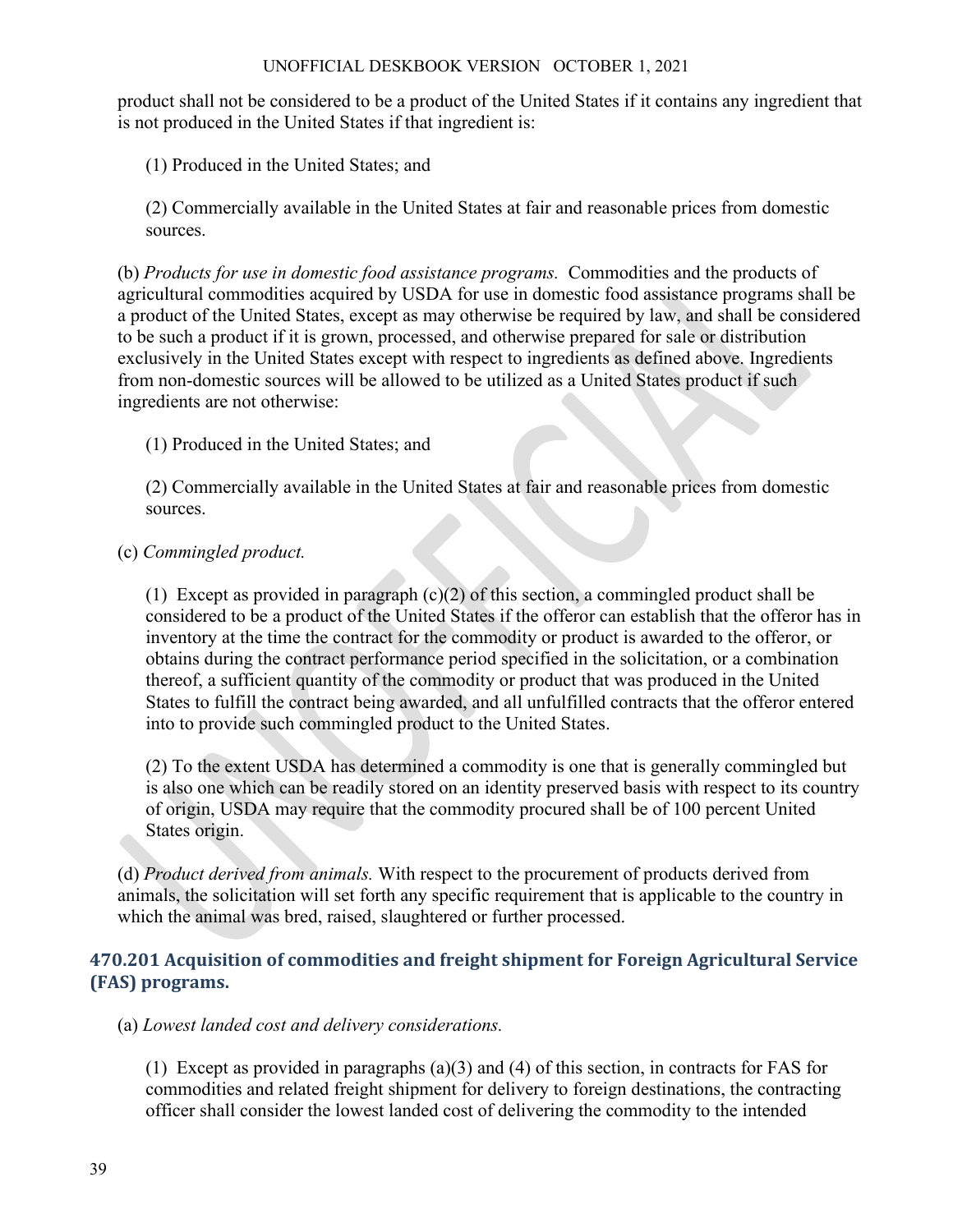product shall not be considered to be a product of the United States if it contains any ingredient that is not produced in the United States if that ingredient is:

(1) Produced in the United States; and

(2) Commercially available in the United States at fair and reasonable prices from domestic sources.

(b) *Products for use in domestic food assistance programs.* Commodities and the products of agricultural commodities acquired by USDA for use in domestic food assistance programs shall be a product of the United States, except as may otherwise be required by law, and shall be considered to be such a product if it is grown, processed, and otherwise prepared for sale or distribution exclusively in the United States except with respect to ingredients as defined above. Ingredients from non-domestic sources will be allowed to be utilized as a United States product if such ingredients are not otherwise:

(1) Produced in the United States; and

(2) Commercially available in the United States at fair and reasonable prices from domestic sources.

(c) *Commingled product.*

(1) Except as provided in paragraph (c)(2) of this section, a commingled product shall be considered to be a product of the United States if the offeror can establish that the offeror has in inventory at the time the contract for the commodity or product is awarded to the offeror, or obtains during the contract performance period specified in the solicitation, or a combination thereof, a sufficient quantity of the commodity or product that was produced in the United States to fulfill the contract being awarded, and all unfulfilled contracts that the offeror entered into to provide such commingled product to the United States.

(2) To the extent USDA has determined a commodity is one that is generally commingled but is also one which can be readily stored on an identity preserved basis with respect to its country of origin, USDA may require that the commodity procured shall be of 100 percent United States origin.

(d) *Product derived from animals.* With respect to the procurement of products derived from animals, the solicitation will set forth any specific requirement that is applicable to the country in which the animal was bred, raised, slaughtered or further processed.

### 470.201 Acquisition of commodities and freight shipment for Foreign Agricultural Service (FAS) programs.

(a) *Lowest landed cost and delivery considerations.*

(1) Except as provided in paragraphs (a)(3) and (4) of this section, in contracts for FAS for commodities and related freight shipment for delivery to foreign destinations, the contracting officer shall consider the lowest landed cost of delivering the commodity to the intended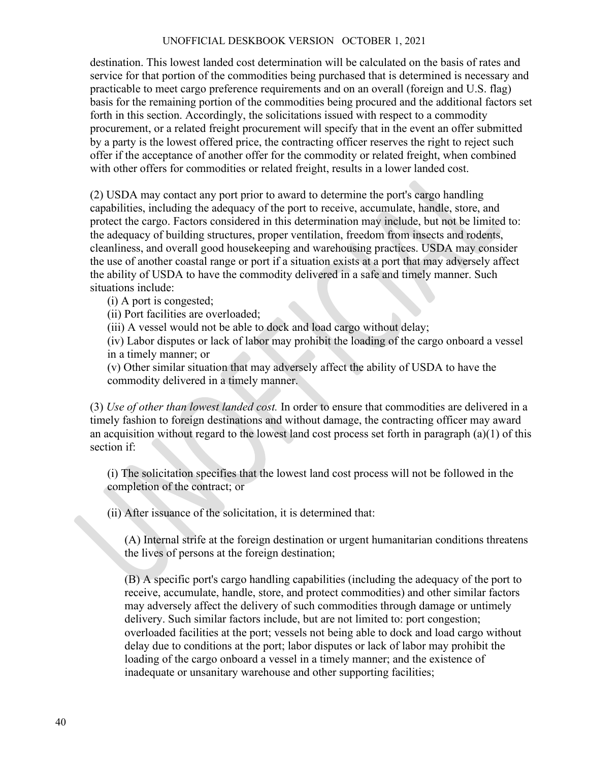destination. This lowest landed cost determination will be calculated on the basis of rates and service for that portion of the commodities being purchased that is determined is necessary and practicable to meet cargo preference requirements and on an overall (foreign and U.S. flag) basis for the remaining portion of the commodities being procured and the additional factors set forth in this section. Accordingly, the solicitations issued with respect to a commodity procurement, or a related freight procurement will specify that in the event an offer submitted by a party is the lowest offered price, the contracting officer reserves the right to reject such offer if the acceptance of another offer for the commodity or related freight, when combined with other offers for commodities or related freight, results in a lower landed cost.

(2) USDA may contact any port prior to award to determine the port's cargo handling capabilities, including the adequacy of the port to receive, accumulate, handle, store, and protect the cargo. Factors considered in this determination may include, but not be limited to: the adequacy of building structures, proper ventilation, freedom from insects and rodents, cleanliness, and overall good housekeeping and warehousing practices. USDA may consider the use of another coastal range or port if a situation exists at a port that may adversely affect the ability of USDA to have the commodity delivered in a safe and timely manner. Such situations include:

(i) A port is congested;

(ii) Port facilities are overloaded;

(iii) A vessel would not be able to dock and load cargo without delay;

(iv) Labor disputes or lack of labor may prohibit the loading of the cargo onboard a vessel in a timely manner; or

(v) Other similar situation that may adversely affect the ability of USDA to have the commodity delivered in a timely manner.

(3) *Use of other than lowest landed cost.* In order to ensure that commodities are delivered in a timely fashion to foreign destinations and without damage, the contracting officer may award an acquisition without regard to the lowest land cost process set forth in paragraph (a)(1) of this section if:

(i) The solicitation specifies that the lowest land cost process will not be followed in the completion of the contract; or

(ii) After issuance of the solicitation, it is determined that:

(A) Internal strife at the foreign destination or urgent humanitarian conditions threatens the lives of persons at the foreign destination;

(B) A specific port's cargo handling capabilities (including the adequacy of the port to receive, accumulate, handle, store, and protect commodities) and other similar factors may adversely affect the delivery of such commodities through damage or untimely delivery. Such similar factors include, but are not limited to: port congestion; overloaded facilities at the port; vessels not being able to dock and load cargo without delay due to conditions at the port; labor disputes or lack of labor may prohibit the loading of the cargo onboard a vessel in a timely manner; and the existence of inadequate or unsanitary warehouse and other supporting facilities;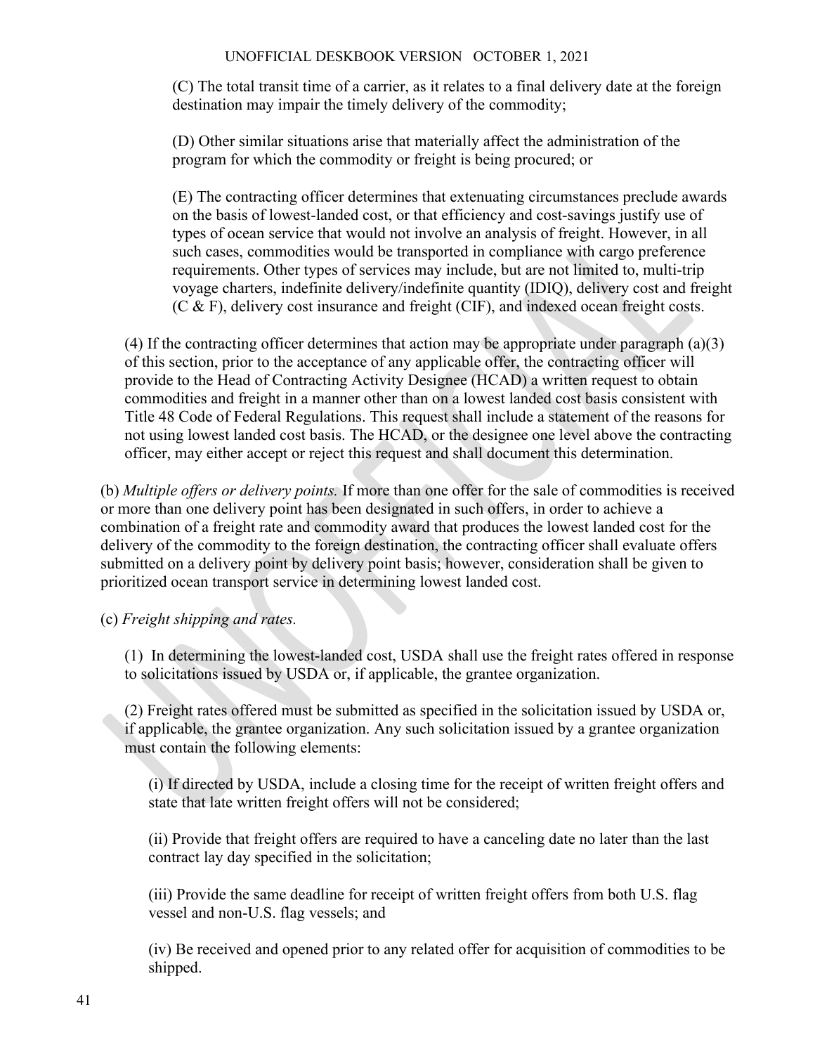(C) The total transit time of a carrier, as it relates to a final delivery date at the foreign destination may impair the timely delivery of the commodity;

(D) Other similar situations arise that materially affect the administration of the program for which the commodity or freight is being procured; or

(E) The contracting officer determines that extenuating circumstances preclude awards on the basis of lowest-landed cost, or that efficiency and cost-savings justify use of types of ocean service that would not involve an analysis of freight. However, in all such cases, commodities would be transported in compliance with cargo preference requirements. Other types of services may include, but are not limited to, multi-trip voyage charters, indefinite delivery/indefinite quantity (IDIQ), delivery cost and freight (C & F), delivery cost insurance and freight (CIF), and indexed ocean freight costs.

(4) If the contracting officer determines that action may be appropriate under paragraph (a)(3) of this section, prior to the acceptance of any applicable offer, the contracting officer will provide to the Head of Contracting Activity Designee (HCAD) a written request to obtain commodities and freight in a manner other than on a lowest landed cost basis consistent with Title 48 Code of Federal Regulations. This request shall include a statement of the reasons for not using lowest landed cost basis. The HCAD, or the designee one level above the contracting officer, may either accept or reject this request and shall document this determination.

(b) *Multiple offers or delivery points.* If more than one offer for the sale of commodities is received or more than one delivery point has been designated in such offers, in order to achieve a combination of a freight rate and commodity award that produces the lowest landed cost for the delivery of the commodity to the foreign destination, the contracting officer shall evaluate offers submitted on a delivery point by delivery point basis; however, consideration shall be given to prioritized ocean transport service in determining lowest landed cost.

(c) *Freight shipping and rates.*

(1) In determining the lowest-landed cost, USDA shall use the freight rates offered in response to solicitations issued by USDA or, if applicable, the grantee organization.

(2) Freight rates offered must be submitted as specified in the solicitation issued by USDA or, if applicable, the grantee organization. Any such solicitation issued by a grantee organization must contain the following elements:

(i) If directed by USDA, include a closing time for the receipt of written freight offers and state that late written freight offers will not be considered;

(ii) Provide that freight offers are required to have a canceling date no later than the last contract lay day specified in the solicitation;

(iii) Provide the same deadline for receipt of written freight offers from both U.S. flag vessel and non-U.S. flag vessels; and

(iv) Be received and opened prior to any related offer for acquisition of commodities to be shipped.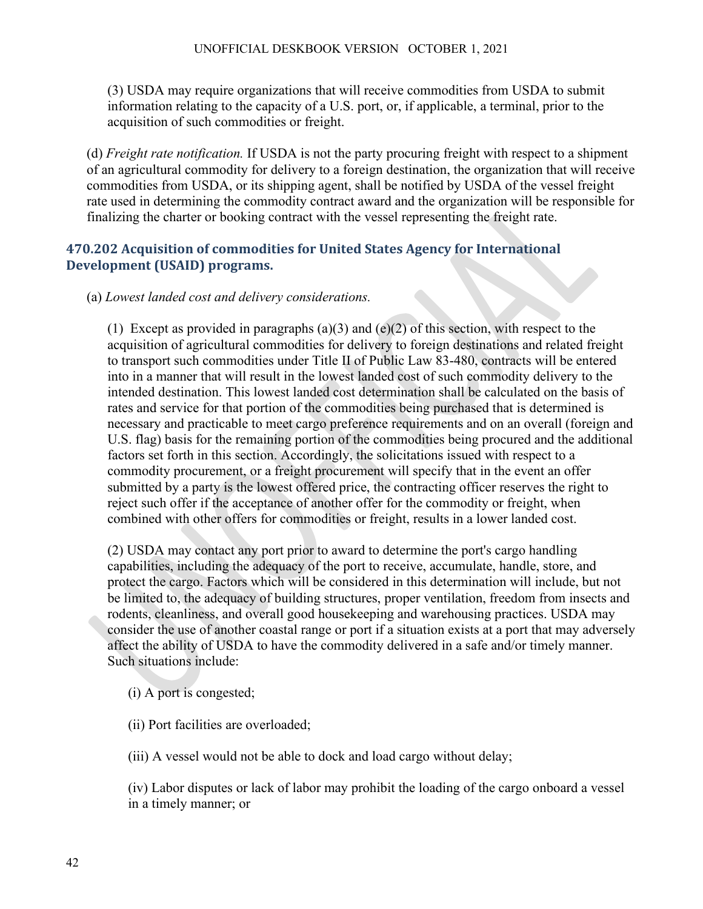(3) USDA may require organizations that will receive commodities from USDA to submit information relating to the capacity of a U.S. port, or, if applicable, a terminal, prior to the acquisition of such commodities or freight.

(d) *Freight rate notification.* If USDA is not the party procuring freight with respect to a shipment of an agricultural commodity for delivery to a foreign destination, the organization that will receive commodities from USDA, or its shipping agent, shall be notified by USDA of the vessel freight rate used in determining the commodity contract award and the organization will be responsible for finalizing the charter or booking contract with the vessel representing the freight rate.

### 470.202 Acquisition of commodities for United States Agency for International Development (USAID) programs.

(a) *Lowest landed cost and delivery considerations.*

(1) Except as provided in paragraphs (a)(3) and (e)(2) of this section, with respect to the acquisition of agricultural commodities for delivery to foreign destinations and related freight to transport such commodities under Title II of Public Law 83-480, contracts will be entered into in a manner that will result in the lowest landed cost of such commodity delivery to the intended destination. This lowest landed cost determination shall be calculated on the basis of rates and service for that portion of the commodities being purchased that is determined is necessary and practicable to meet cargo preference requirements and on an overall (foreign and U.S. flag) basis for the remaining portion of the commodities being procured and the additional factors set forth in this section. Accordingly, the solicitations issued with respect to a commodity procurement, or a freight procurement will specify that in the event an offer submitted by a party is the lowest offered price, the contracting officer reserves the right to reject such offer if the acceptance of another offer for the commodity or freight, when combined with other offers for commodities or freight, results in a lower landed cost.

(2) USDA may contact any port prior to award to determine the port's cargo handling capabilities, including the adequacy of the port to receive, accumulate, handle, store, and protect the cargo. Factors which will be considered in this determination will include, but not be limited to, the adequacy of building structures, proper ventilation, freedom from insects and rodents, cleanliness, and overall good housekeeping and warehousing practices. USDA may consider the use of another coastal range or port if a situation exists at a port that may adversely affect the ability of USDA to have the commodity delivered in a safe and/or timely manner. Such situations include:

(i) A port is congested;

(ii) Port facilities are overloaded;

(iii) A vessel would not be able to dock and load cargo without delay;

(iv) Labor disputes or lack of labor may prohibit the loading of the cargo onboard a vessel in a timely manner; or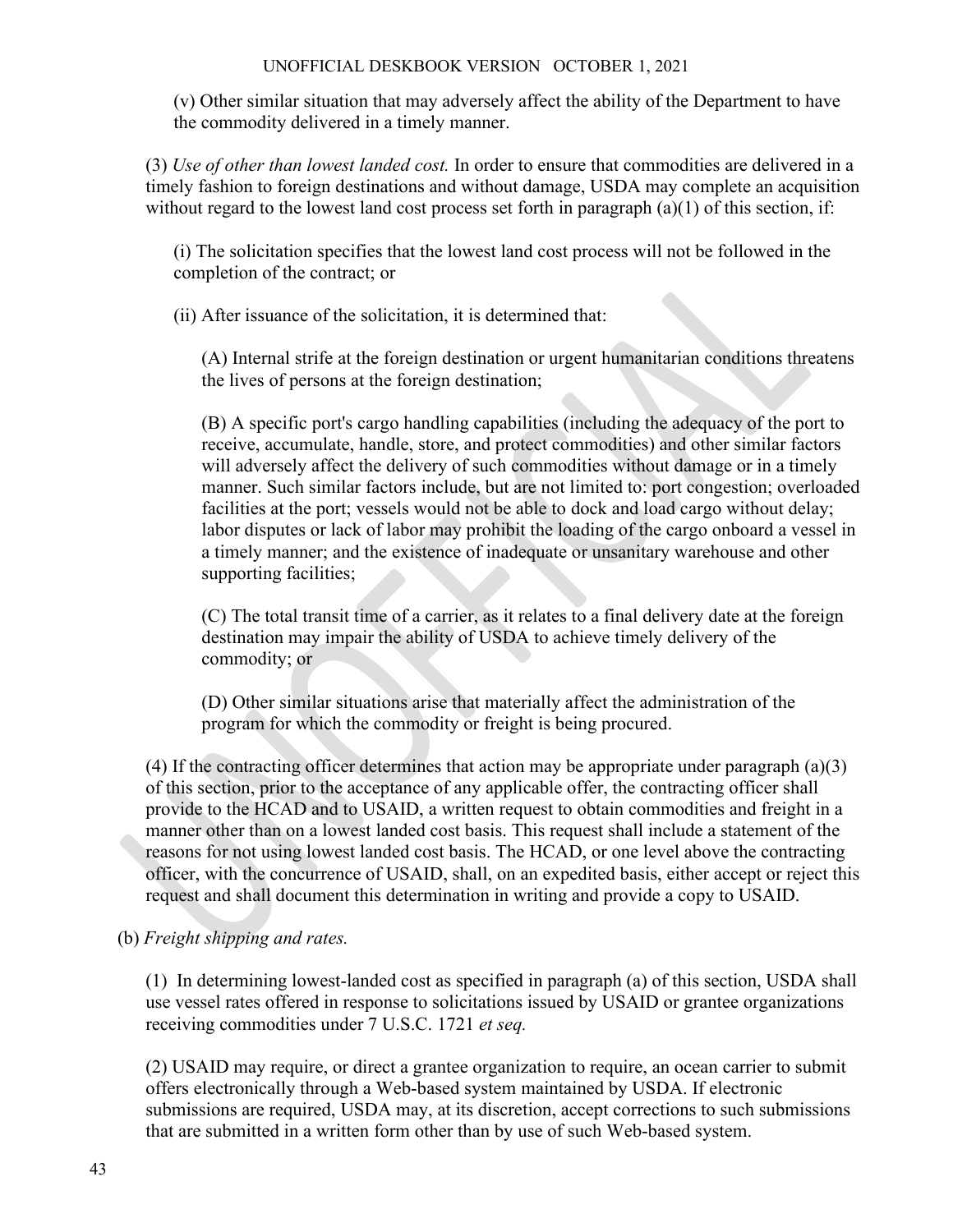(v) Other similar situation that may adversely affect the ability of the Department to have the commodity delivered in a timely manner.

(3) *Use of other than lowest landed cost.* In order to ensure that commodities are delivered in a timely fashion to foreign destinations and without damage, USDA may complete an acquisition without regard to the lowest land cost process set forth in paragraph (a)(1) of this section, if:

(i) The solicitation specifies that the lowest land cost process will not be followed in the completion of the contract; or

(ii) After issuance of the solicitation, it is determined that:

(A) Internal strife at the foreign destination or urgent humanitarian conditions threatens the lives of persons at the foreign destination;

(B) A specific port's cargo handling capabilities (including the adequacy of the port to receive, accumulate, handle, store, and protect commodities) and other similar factors will adversely affect the delivery of such commodities without damage or in a timely manner. Such similar factors include, but are not limited to: port congestion; overloaded facilities at the port; vessels would not be able to dock and load cargo without delay; labor disputes or lack of labor may prohibit the loading of the cargo onboard a vessel in a timely manner; and the existence of inadequate or unsanitary warehouse and other supporting facilities;

(C) The total transit time of a carrier, as it relates to a final delivery date at the foreign destination may impair the ability of USDA to achieve timely delivery of the commodity; or

(D) Other similar situations arise that materially affect the administration of the program for which the commodity or freight is being procured.

(4) If the contracting officer determines that action may be appropriate under paragraph (a)(3) of this section, prior to the acceptance of any applicable offer, the contracting officer shall provide to the HCAD and to USAID, a written request to obtain commodities and freight in a manner other than on a lowest landed cost basis. This request shall include a statement of the reasons for not using lowest landed cost basis. The HCAD, or one level above the contracting officer, with the concurrence of USAID, shall, on an expedited basis, either accept or reject this request and shall document this determination in writing and provide a copy to USAID.

(b) *Freight shipping and rates.*

(1) In determining lowest-landed cost as specified in paragraph (a) of this section, USDA shall use vessel rates offered in response to solicitations issued by USAID or grantee organizations receiving commodities under 7 U.S.C. 1721 *et seq.*

(2) USAID may require, or direct a grantee organization to require, an ocean carrier to submit offers electronically through a Web-based system maintained by USDA. If electronic submissions are required, USDA may, at its discretion, accept corrections to such submissions that are submitted in a written form other than by use of such Web-based system.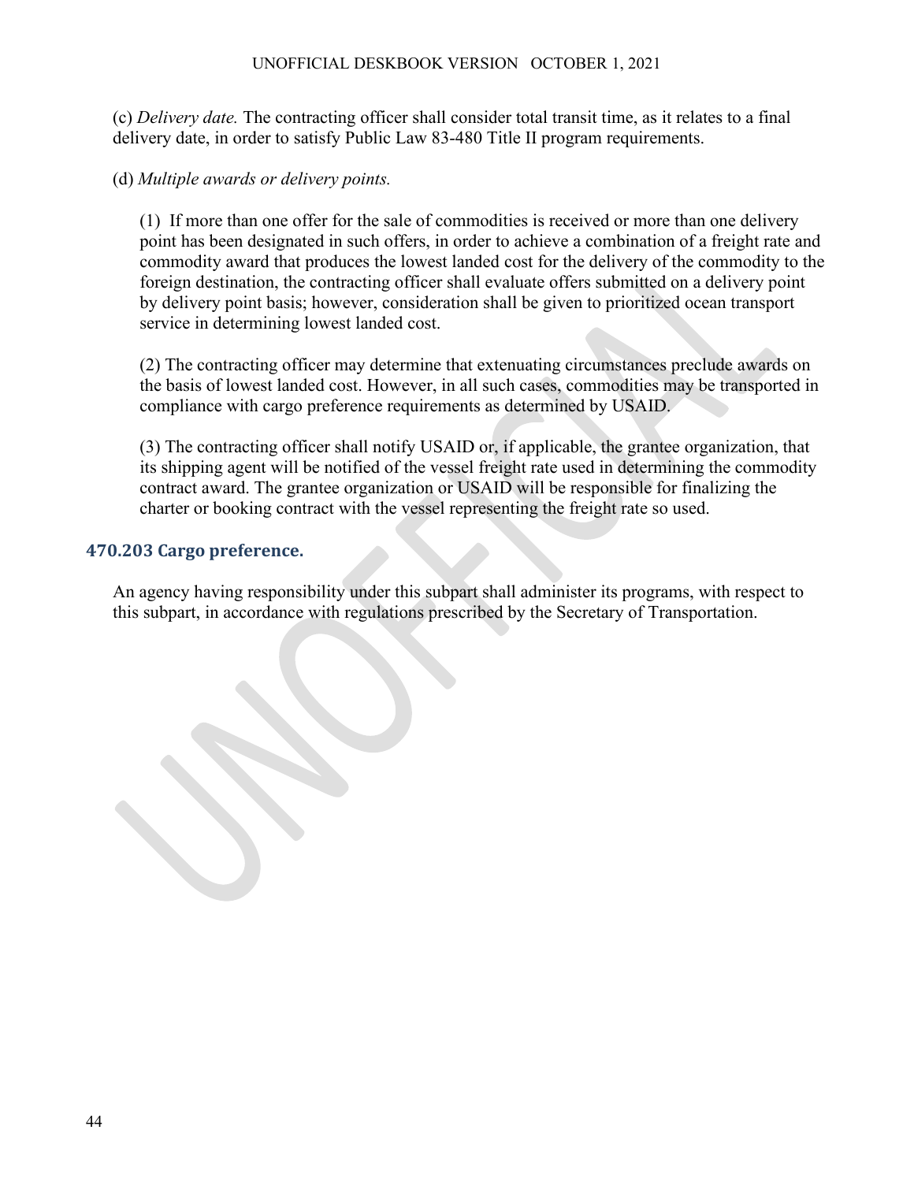(c) *Delivery date.* The contracting officer shall consider total transit time, as it relates to a final delivery date, in order to satisfy Public Law 83-480 Title II program requirements.

(d) *Multiple awards or delivery points.*

(1) If more than one offer for the sale of commodities is received or more than one delivery point has been designated in such offers, in order to achieve a combination of a freight rate and commodity award that produces the lowest landed cost for the delivery of the commodity to the foreign destination, the contracting officer shall evaluate offers submitted on a delivery point by delivery point basis; however, consideration shall be given to prioritized ocean transport service in determining lowest landed cost.

(2) The contracting officer may determine that extenuating circumstances preclude awards on the basis of lowest landed cost. However, in all such cases, commodities may be transported in compliance with cargo preference requirements as determined by USAID.

(3) The contracting officer shall notify USAID or, if applicable, the grantee organization, that its shipping agent will be notified of the vessel freight rate used in determining the commodity contract award. The grantee organization or USAID will be responsible for finalizing the charter or booking contract with the vessel representing the freight rate so used.

### 470.203 Cargo preference.

An agency having responsibility under this subpart shall administer its programs, with respect to this subpart, in accordance with regulations prescribed by the Secretary of Transportation.